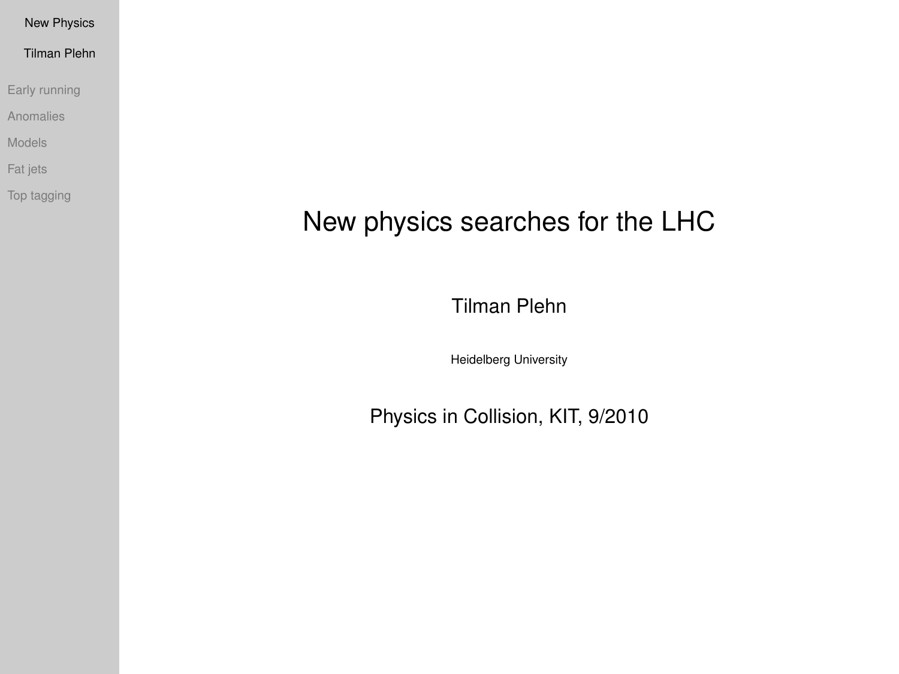# New physics searches for the LHC

Tilman Plehn

Heidelberg University

Physics in Collision, KIT, 9/2010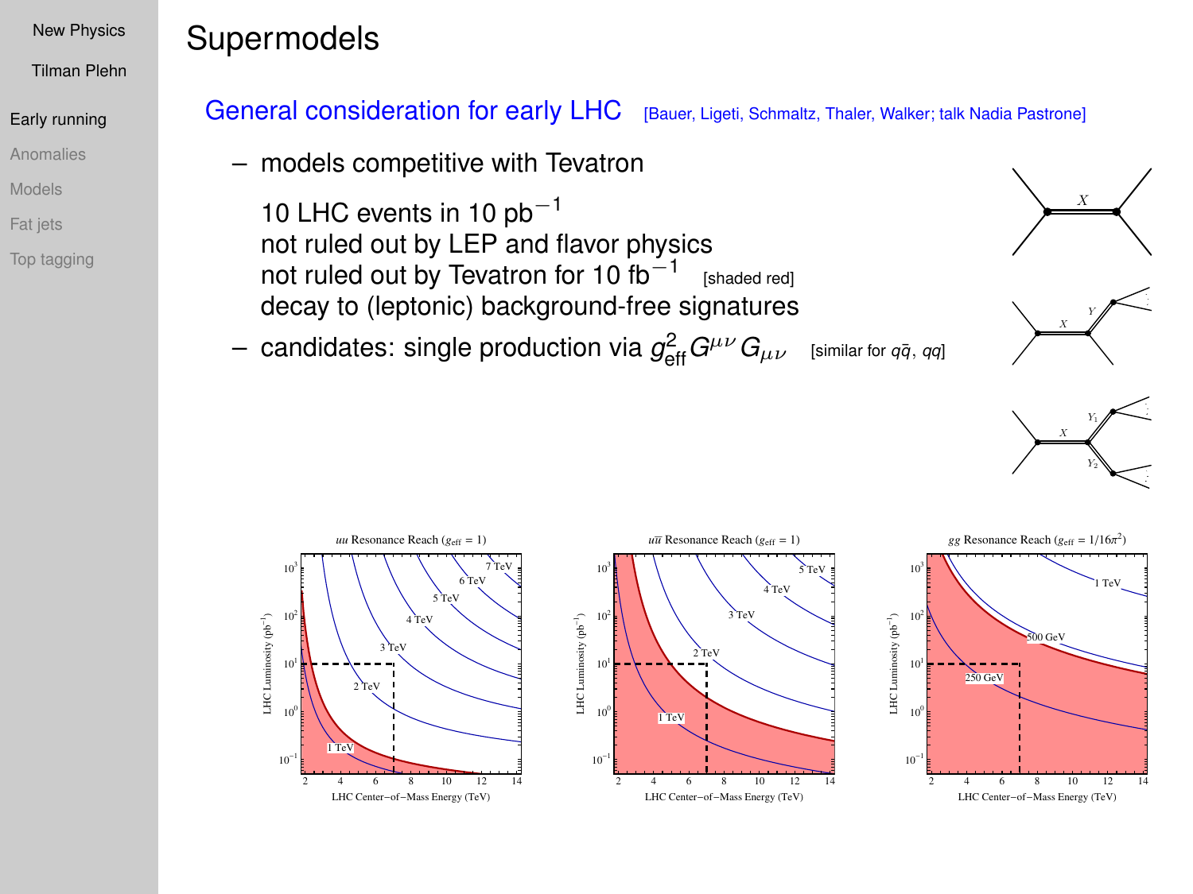# Supermodels

## General consideration for early LHC [Bauer, Ligeti, Schmaltz, Thaler, Walker; talk Nadia Pastrone]

– models competitive with Tevatron

10 LHC events in 10 $pb^{-1}$
not ruled out by LEP and flavor physics
not ruled out by Tevatron for 10 $fb^{-1}$ [shaded red]
decay to (leptonic) background-free signatures

– candidates: single production via $g_{\text{eff}}^2 G^{\mu\nu} G_{\mu\nu}$ [similar for $q\bar{q}$, $qq$]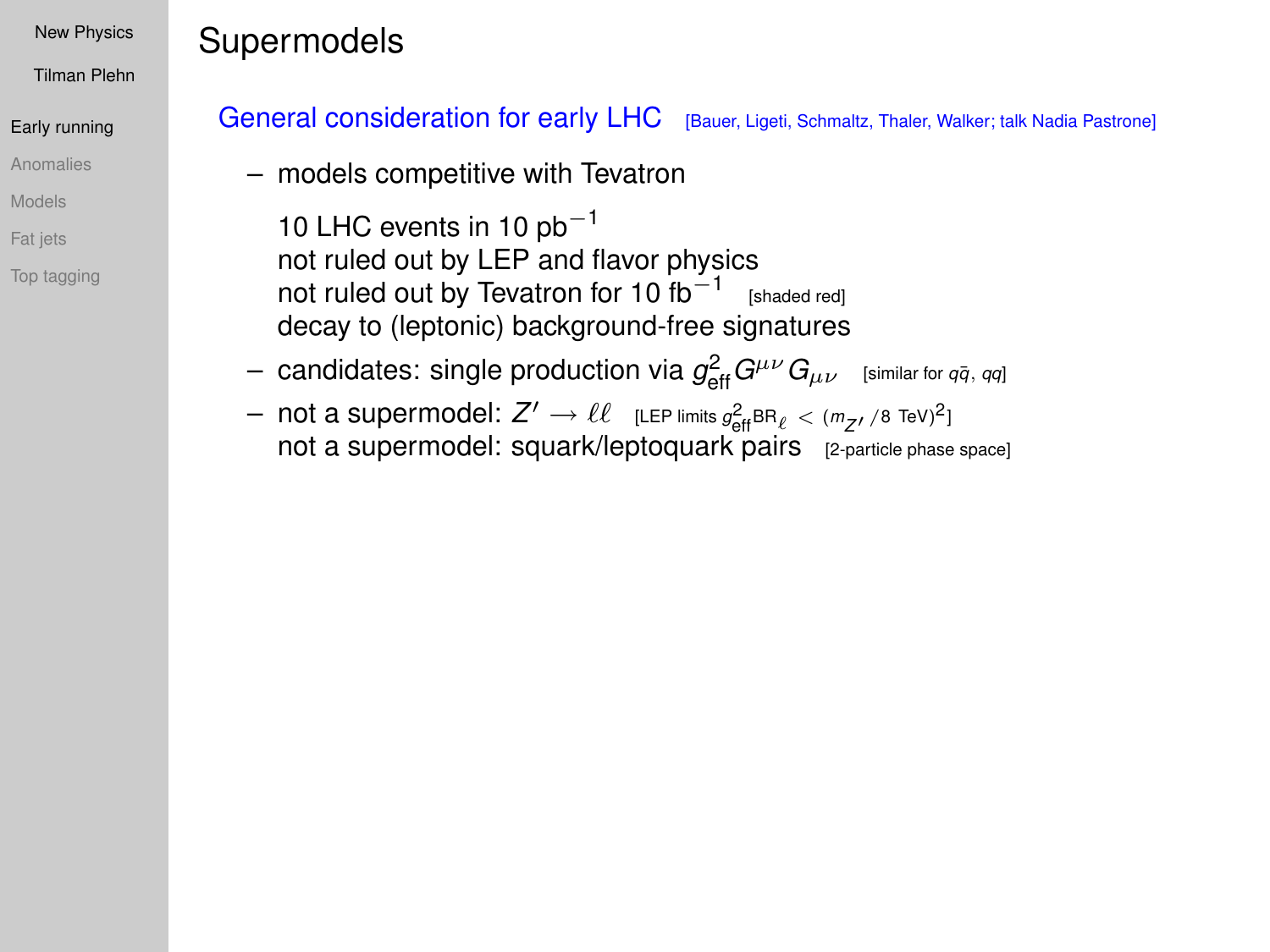# Supermodels

## General consideration for early LHC [Bauer, Ligeti, Schmaltz, Thaler, Walker; talk Nadia Pastrone]

- models competitive with Tevatron

  10 LHC events in 10 $\text{pb}^{-1}$
  not ruled out by LEP and flavor physics
  not ruled out by Tevatron for 10 $\text{fb}^{-1}$ [shaded red]
  decay to (leptonic) background-free signatures
- candidates: single production via $g_{\text{eff}}^2 G^{\mu\nu} G_{\mu\nu}$ [similar for $q\bar{q}$, $qq$]
- not a supermodel: $Z' \to \ell\ell$ [LEP limits $g_{\text{eff}}^2 \text{BR}_\ell < (m_{Z'}/8 \text{ TeV})^2$]
  not a supermodel: squark/leptoquark pairs [2-particle phase space]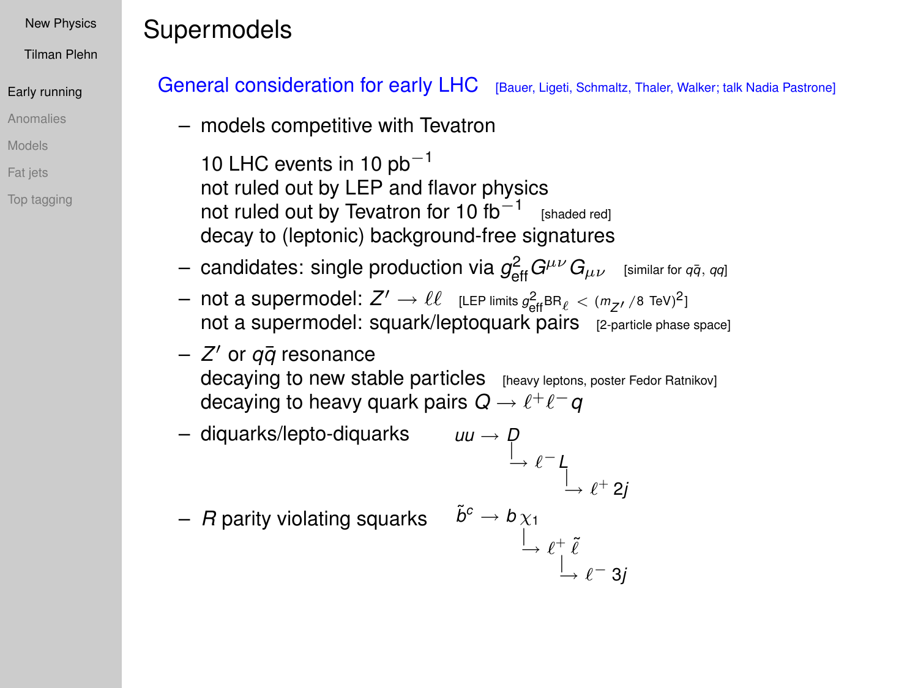# Supermodels

## General consideration for early LHC [Bauer, Ligeti, Schmaltz, Thaler, Walker; talk Nadia Pastrone]

– models competitive with Tevatron

  10 LHC events in 10 $\text{pb}^{-1}$
  not ruled out by LEP and flavor physics
  not ruled out by Tevatron for 10 $\text{fb}^{-1}$ [shaded red]
  decay to (leptonic) background-free signatures

– candidates: single production via $g_\text{eff}^2 G^{\mu\nu} G_{\mu\nu}$ [similar for $q\bar{q}$, $qq$]

– not a supermodel: $Z' \to \ell\ell$ [LEP limits $g_\text{eff}^2 \text{BR}_\ell < (m_{Z'}/8~\text{TeV})^2$]
  not a supermodel: squark/leptoquark pairs [2-particle phase space]

– $Z'$ or $q\bar{q}$ resonance
  decaying to new stable particles [heavy leptons, poster Fedor Ratnikov]
  decaying to heavy quark pairs $Q \to \ell^+ \ell^- q$

– diquarks/lepto-diquarks

$$uu \to D, \quad D \to \ell^- L, \quad L \to \ell^+ \, 2j$$

– $R$ parity violating squarks

$$\tilde{b}^c \to b\,\chi_1, \quad \chi_1 \to \ell^+ \tilde{\ell}, \quad \tilde{\ell} \to \ell^- \, 3j$$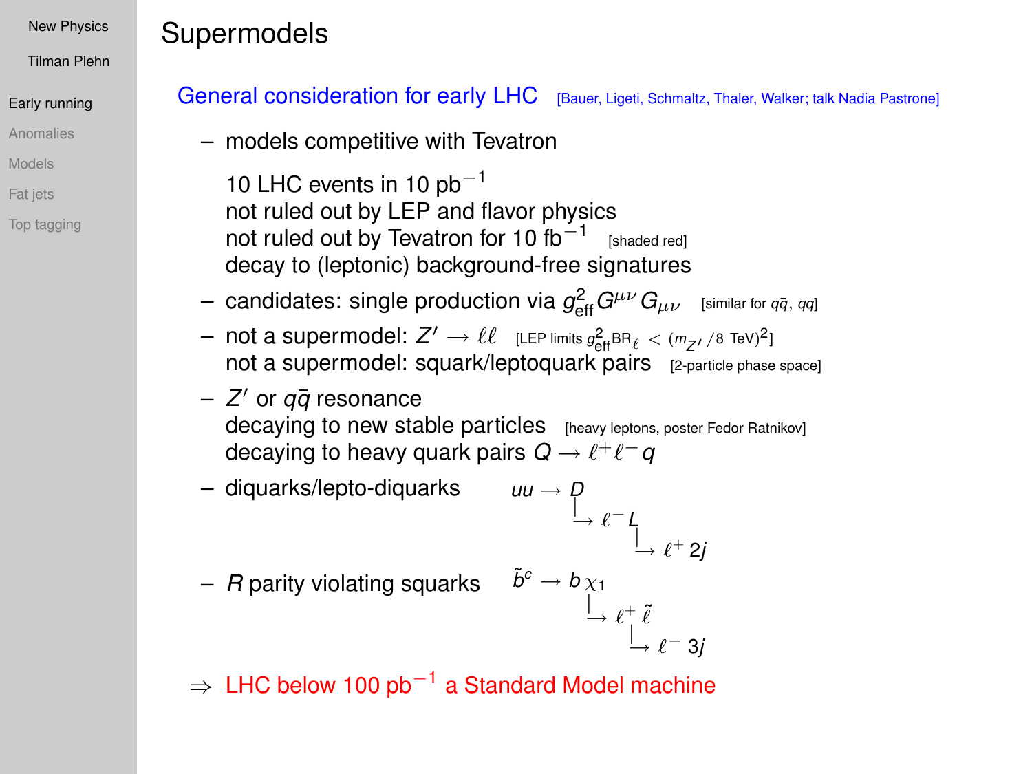# Supermodels

## General consideration for early LHC [Bauer, Ligeti, Schmaltz, Thaler, Walker; talk Nadia Pastrone]

- models competitive with Tevatron

  10 LHC events in 10 $\text{pb}^{-1}$
  not ruled out by LEP and flavor physics
  not ruled out by Tevatron for 10 $\text{fb}^{-1}$ [shaded red]
  decay to (leptonic) background-free signatures
- candidates: single production via $g_{\text{eff}}^2 G^{\mu\nu} G_{\mu\nu}$ [similar for $q\bar{q}$, $qq$]
- not a supermodel: $Z' \to \ell\ell$ [LEP limits $g_{\text{eff}}^2 \text{BR}_\ell < (m_{Z'}/8 \text{ TeV})^2$]
  not a supermodel: squark/leptoquark pairs [2-particle phase space]
- $Z'$ or $q\bar{q}$ resonance
  decaying to new stable particles [heavy leptons, poster Fedor Ratnikov]
  decaying to heavy quark pairs $Q \to \ell^+\ell^- q$
- diquarks/lepto-diquarks $uu \to D$, $D \to \ell^- L$, $L \to \ell^+ 2j$
- $R$ parity violating squarks $\tilde{b}^c \to b\,\chi_1$, $\chi_1 \to \ell^+ \tilde{\ell}$, $\tilde{\ell} \to \ell^- 3j$

$\Rightarrow$ LHC below 100 $\text{pb}^{-1}$ a Standard Model machine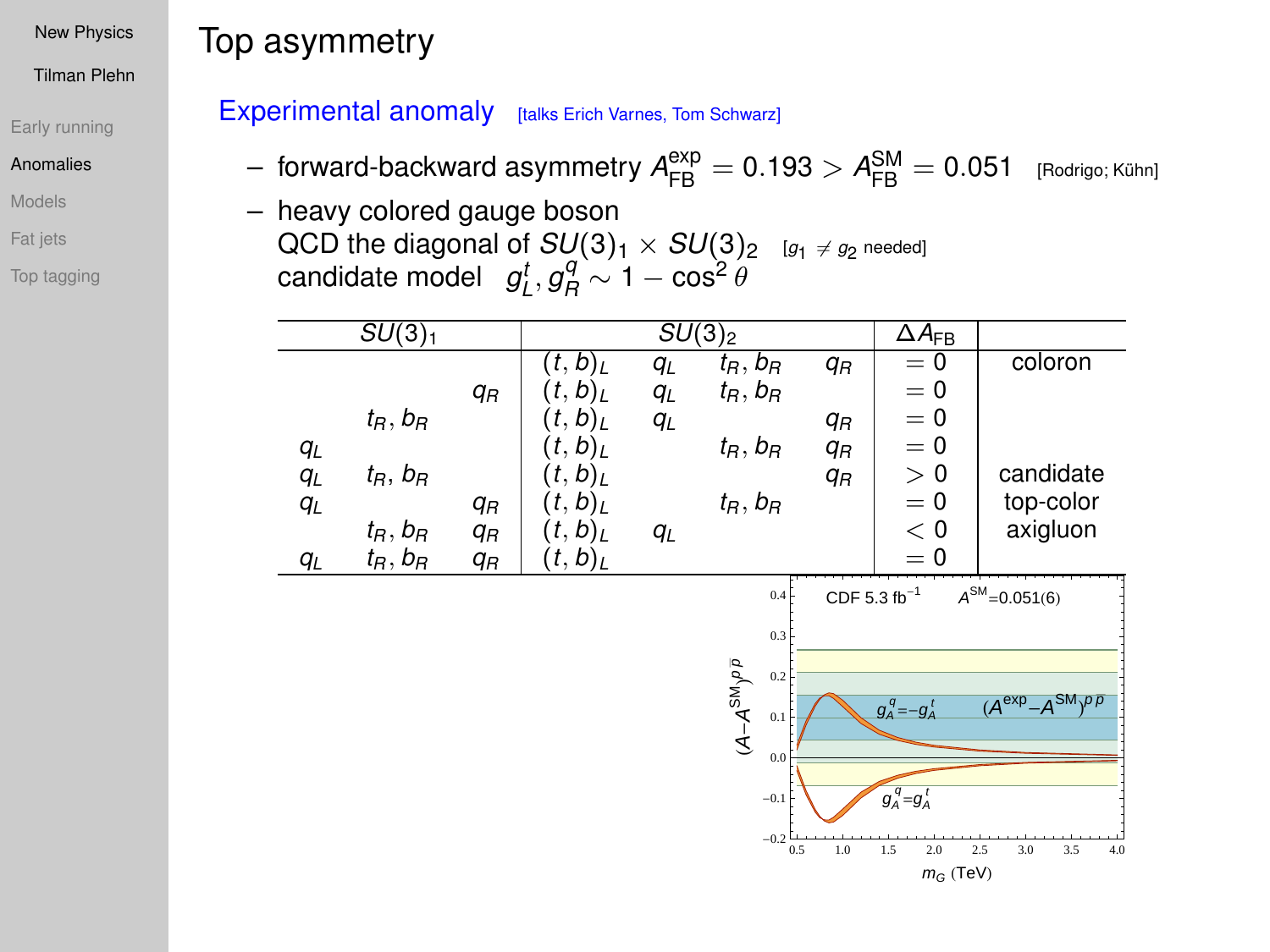# Top asymmetry

## Experimental anomaly [talks Erich Varnes, Tom Schwarz]

- forward-backward asymmetry $A_{\text{FB}}^{\text{exp}} = 0.193 > A_{\text{FB}}^{\text{SM}} = 0.051$ [Rodrigo; Kühn]
- heavy colored gauge boson
  QCD the diagonal of $SU(3)_1 \times SU(3)_2$ [$g_1 \neq g_2$ needed]
  candidate model $g_L^t, g_R^q \sim 1 - \cos^2\theta$

| $SU(3)_1$ | | | $SU(3)_2$ | | | | $\Delta A_{\text{FB}}$ | |
|---|---|---|---|---|---|---|---|---|
| | | | $(t,b)_L$ | $q_L$ | $t_R, b_R$ | $q_R$ | $= 0$ | coloron |
| | | $q_R$ | $(t,b)_L$ | $q_L$ | $t_R, b_R$ | | $= 0$ | |
| | $t_R, b_R$ | | $(t,b)_L$ | $q_L$ | | $q_R$ | $= 0$ | |
| $q_L$ | | | $(t,b)_L$ | | $t_R, b_R$ | $q_R$ | $= 0$ | |
| $q_L$ | $t_R, b_R$ | | $(t,b)_L$ | | | $q_R$ | $> 0$ | candidate |
| $q_L$ | | $q_R$ | $(t,b)_L$ | | $t_R, b_R$ | | $= 0$ | top-color |
| | $t_R, b_R$ | $q_R$ | $(t,b)_L$ | $q_L$ | | | $< 0$ | axigluon |
| $q_L$ | $t_R, b_R$ | $q_R$ | $(t,b)_L$ | | | | $= 0$ | |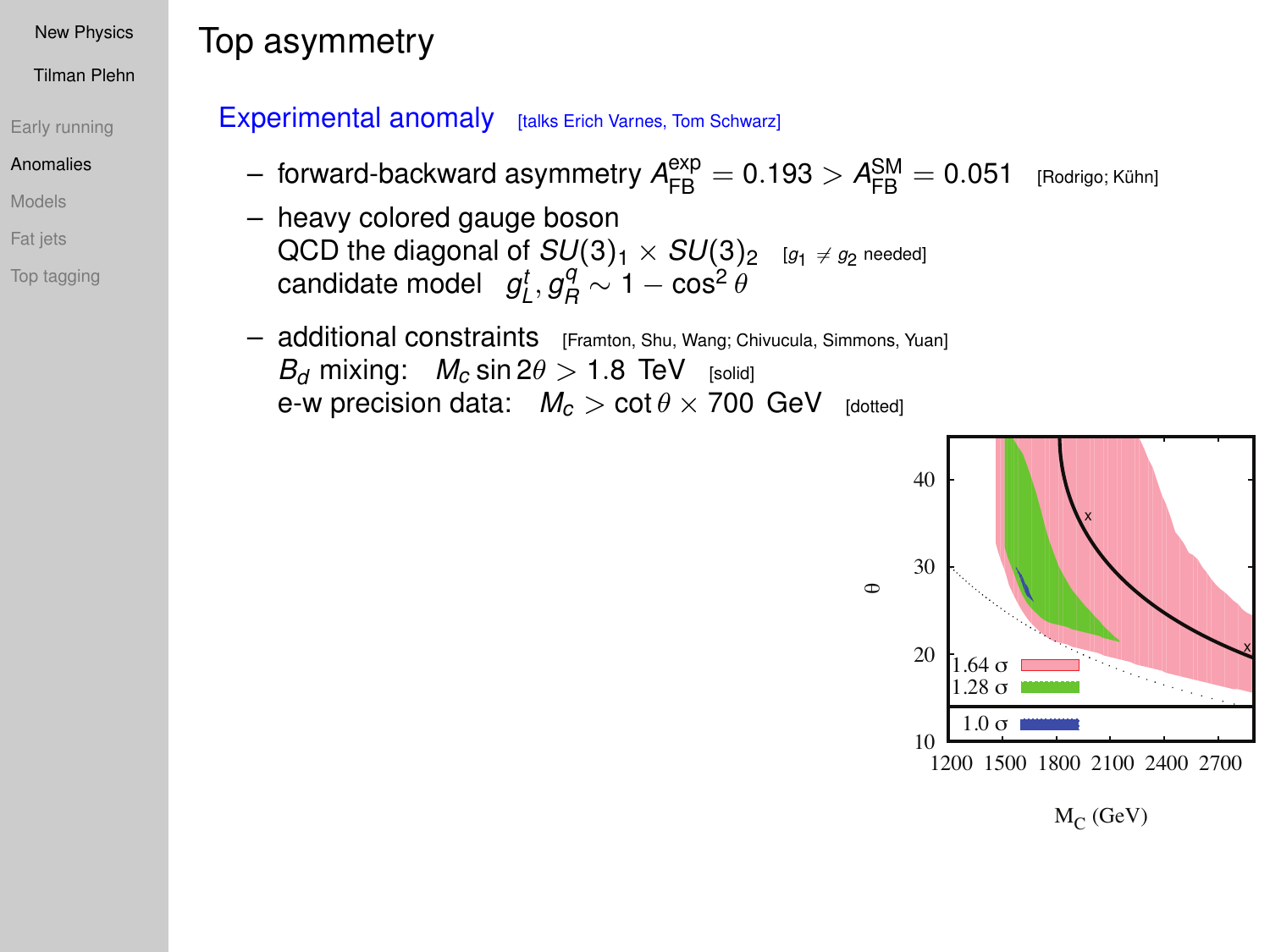# Top asymmetry

## Experimental anomaly [talks Erich Varnes, Tom Schwarz]

- forward-backward asymmetry $A_{FB}^{exp} = 0.193 > A_{FB}^{SM} = 0.051$ [Rodrigo; Kühn]
- heavy colored gauge boson
  QCD the diagonal of $SU(3)_1 \times SU(3)_2$ [$g_1 \neq g_2$ needed]
  candidate model $g_L^t, g_R^q \sim 1 - \cos^2\theta$
- additional constraints [Framton, Shu, Wang; Chivucula, Simmons, Yuan]
  $B_d$ mixing: $M_c \sin 2\theta > 1.8$ TeV [solid]
  e-w precision data: $M_c > \cot\theta \times 700$ GeV [dotted]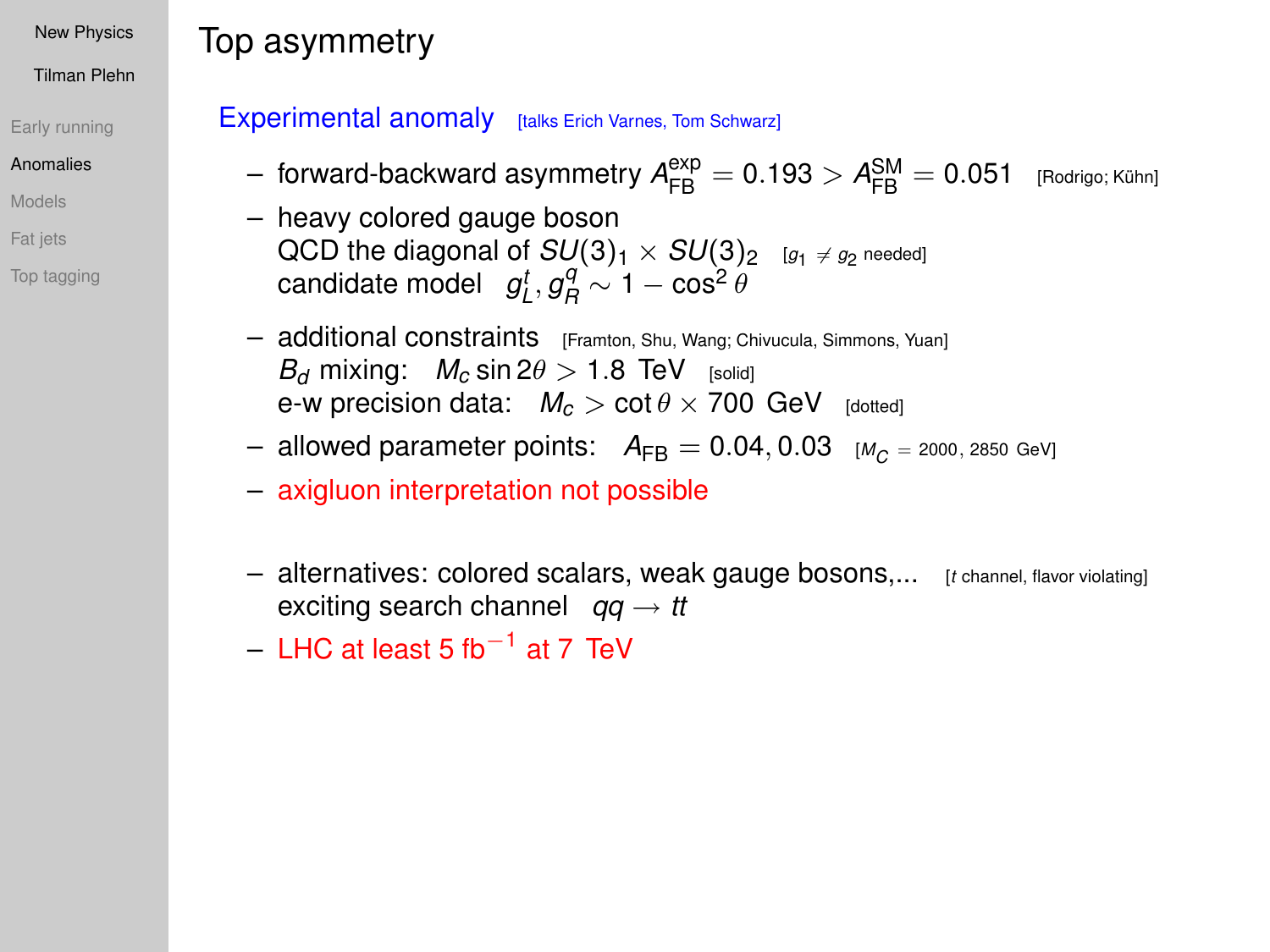# Top asymmetry

## Experimental anomaly [talks Erich Varnes, Tom Schwarz]

- forward-backward asymmetry $A_{FB}^{exp} = 0.193 > A_{FB}^{SM} = 0.051$ [Rodrigo; Kühn]
- heavy colored gauge boson
  QCD the diagonal of $SU(3)_1 \times SU(3)_2$ [$g_1 \neq g_2$ needed]
  candidate model $g_L^t, g_R^q \sim 1 - \cos^2\theta$
- additional constraints [Framton, Shu, Wang; Chivucula, Simmons, Yuan]
  $B_d$ mixing: $M_c \sin 2\theta > 1.8$ TeV [solid]
  e-w precision data: $M_c > \cot\theta \times 700$ GeV [dotted]
- allowed parameter points: $A_{FB} = 0.04, 0.03$ [$M_C = 2000, 2850$ GeV]
- axigluon interpretation not possible
- alternatives: colored scalars, weak gauge bosons,... [$t$ channel, flavor violating]
  exciting search channel $qq \to tt$
- LHC at least 5 $\text{fb}^{-1}$ at 7 TeV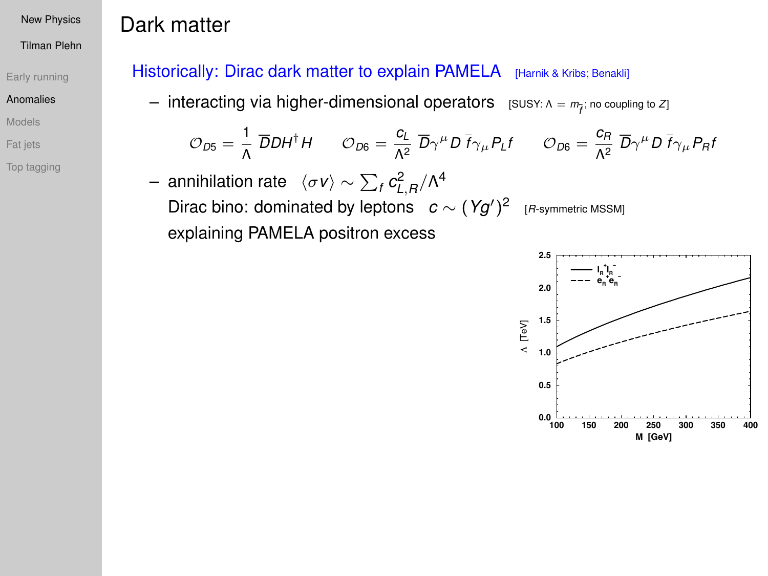# Dark matter

## Historically: Dirac dark matter to explain PAMELA [Harnik & Kribs; Benakli]

- interacting via higher-dimensional operators [SUSY: $\Lambda = m_{\tilde{f}}$; no coupling to $Z$]

$$\mathcal{O}_{D5} = \frac{1}{\Lambda}\,\overline{D}DH^\dagger H \qquad \mathcal{O}_{D6} = \frac{c_L}{\Lambda^2}\,\overline{D}\gamma^\mu D\,\overline{f}\gamma_\mu P_L f \qquad \mathcal{O}_{D6} = \frac{c_R}{\Lambda^2}\,\overline{D}\gamma^\mu D\,\overline{f}\gamma_\mu P_R f$$

- annihilation rate $\langle \sigma v \rangle \sim \sum_f c_{L,R}^2/\Lambda^4$
  Dirac bino: dominated by leptons $c \sim (Yg')^2$ [$R$-symmetric MSSM]
  explaining PAMELA positron excess

Plot: $\Lambda$ [TeV] vs. M [GeV]; legend: $l_R^+ l_R^-$ (solid), $e_R^+ e_R^-$ (dashed)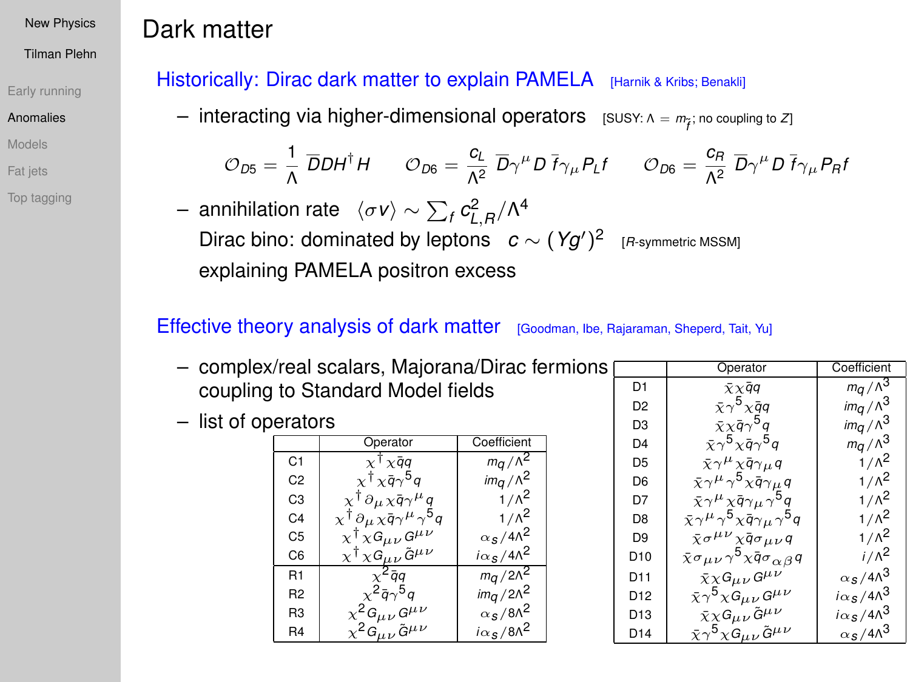# Dark matter

## Historically: Dirac dark matter to explain PAMELA [Harnik & Kribs; Benakli]

– interacting via higher-dimensional operators [SUSY: $\Lambda = m_{\tilde{f}}$; no coupling to $Z$]

$$\mathcal{O}_{D5} = \frac{1}{\Lambda}\,\overline{D}DH^\dagger H \qquad \mathcal{O}_{D6} = \frac{c_L}{\Lambda^2}\,\overline{D}\gamma^\mu D\,\overline{f}\gamma_\mu P_L f \qquad \mathcal{O}_{D6} = \frac{c_R}{\Lambda^2}\,\overline{D}\gamma^\mu D\,\overline{f}\gamma_\mu P_R f$$

– annihilation rate $\langle \sigma v \rangle \sim \sum_f c^2_{L,R}/\Lambda^4$
Dirac bino: dominated by leptons $c \sim (Yg')^2$ [$R$-symmetric MSSM]
explaining PAMELA positron excess

## Effective theory analysis of dark matter [Goodman, Ibe, Rajaraman, Sheperd, Tait, Yu]

– complex/real scalars, Majorana/Dirac fermions coupling to Standard Model fields

– list of operators

| | Operator | Coefficient |
|---|---|---|
| C1 | $\chi^\dagger \chi \bar{q} q$ | $m_q/\Lambda^2$ |
| C2 | $\chi^\dagger \chi \bar{q}\gamma^5 q$ | $im_q/\Lambda^2$ |
| C3 | $\chi^\dagger \partial_\mu \chi \bar{q}\gamma^\mu q$ | $1/\Lambda^2$ |
| C4 | $\chi^\dagger \partial_\mu \chi \bar{q}\gamma^\mu \gamma^5 q$ | $1/\Lambda^2$ |
| C5 | $\chi^\dagger \chi G_{\mu\nu} G^{\mu\nu}$ | $\alpha_s/4\Lambda^2$ |
| C6 | $\chi^\dagger \chi G_{\mu\nu} \tilde{G}^{\mu\nu}$ | $i\alpha_s/4\Lambda^2$ |
| R1 | $\chi^2 \bar{q} q$ | $m_q/2\Lambda^2$ |
| R2 | $\chi^2 \bar{q}\gamma^5 q$ | $im_q/2\Lambda^2$ |
| R3 | $\chi^2 G_{\mu\nu} G^{\mu\nu}$ | $\alpha_s/8\Lambda^2$ |
| R4 | $\chi^2 G_{\mu\nu} \tilde{G}^{\mu\nu}$ | $i\alpha_s/8\Lambda^2$ |

| | Operator | Coefficient |
|---|---|---|
| D1 | $\bar{\chi}\chi\bar{q}q$ | $m_q/\Lambda^3$ |
| D2 | $\bar{\chi}\gamma^5\chi\bar{q}q$ | $im_q/\Lambda^3$ |
| D3 | $\bar{\chi}\chi\bar{q}\gamma^5 q$ | $im_q/\Lambda^3$ |
| D4 | $\bar{\chi}\gamma^5\chi\bar{q}\gamma^5 q$ | $m_q/\Lambda^3$ |
| D5 | $\bar{\chi}\gamma^\mu\chi\bar{q}\gamma_\mu q$ | $1/\Lambda^2$ |
| D6 | $\bar{\chi}\gamma^\mu\gamma^5\chi\bar{q}\gamma_\mu q$ | $1/\Lambda^2$ |
| D7 | $\bar{\chi}\gamma^\mu\chi\bar{q}\gamma_\mu\gamma^5 q$ | $1/\Lambda^2$ |
| D8 | $\bar{\chi}\gamma^\mu\gamma^5\chi\bar{q}\gamma_\mu\gamma^5 q$ | $1/\Lambda^2$ |
| D9 | $\bar{\chi}\sigma^{\mu\nu}\chi\bar{q}\sigma_{\mu\nu} q$ | $1/\Lambda^2$ |
| D10 | $\bar{\chi}\sigma_{\mu\nu}\gamma^5\chi\bar{q}\sigma_{\alpha\beta} q$ | $i/\Lambda^2$ |
| D11 | $\bar{\chi}\chi G_{\mu\nu}G^{\mu\nu}$ | $\alpha_s/4\Lambda^3$ |
| D12 | $\bar{\chi}\gamma^5\chi G_{\mu\nu}G^{\mu\nu}$ | $i\alpha_s/4\Lambda^3$ |
| D13 | $\bar{\chi}\chi G_{\mu\nu}\tilde{G}^{\mu\nu}$ | $i\alpha_s/4\Lambda^3$ |
| D14 | $\bar{\chi}\gamma^5\chi G_{\mu\nu}\tilde{G}^{\mu\nu}$ | $\alpha_s/4\Lambda^3$ |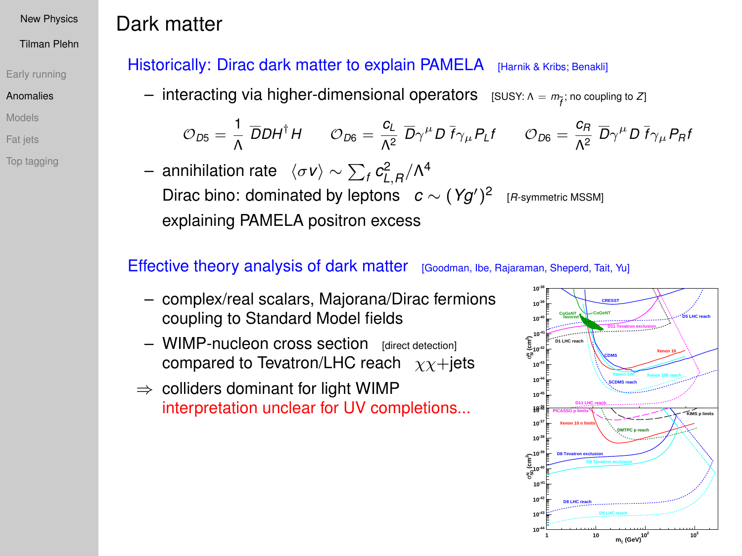# Dark matter

## Historically: Dirac dark matter to explain PAMELA [Harnik & Kribs; Benakli]

– interacting via higher-dimensional operators [SUSY: $\Lambda = m_{\tilde{f}}$; no coupling to $Z$]

$$\mathcal{O}_{D5} = \frac{1}{\Lambda}\,\overline{D}DH^\dagger H \qquad \mathcal{O}_{D6} = \frac{c_L}{\Lambda^2}\,\overline{D}\gamma^\mu D\,\overline{f}\gamma_\mu P_L f \qquad \mathcal{O}_{D6} = \frac{c_R}{\Lambda^2}\,\overline{D}\gamma^\mu D\,\overline{f}\gamma_\mu P_R f$$

– annihilation rate $\langle \sigma v \rangle \sim \sum_f c_{L,R}^2/\Lambda^4$
Dirac bino: dominated by leptons $c \sim (Yg')^2$ [$R$-symmetric MSSM]
explaining PAMELA positron excess

## Effective theory analysis of dark matter [Goodman, Ibe, Rajaraman, Sheperd, Tait, Yu]

– complex/real scalars, Majorana/Dirac fermions coupling to Standard Model fields

– WIMP-nucleon cross section [direct detection] compared to Tevatron/LHC reach $\chi\chi$+jets

$\Rightarrow$ colliders dominant for light WIMP
interpretation unclear for UV completions...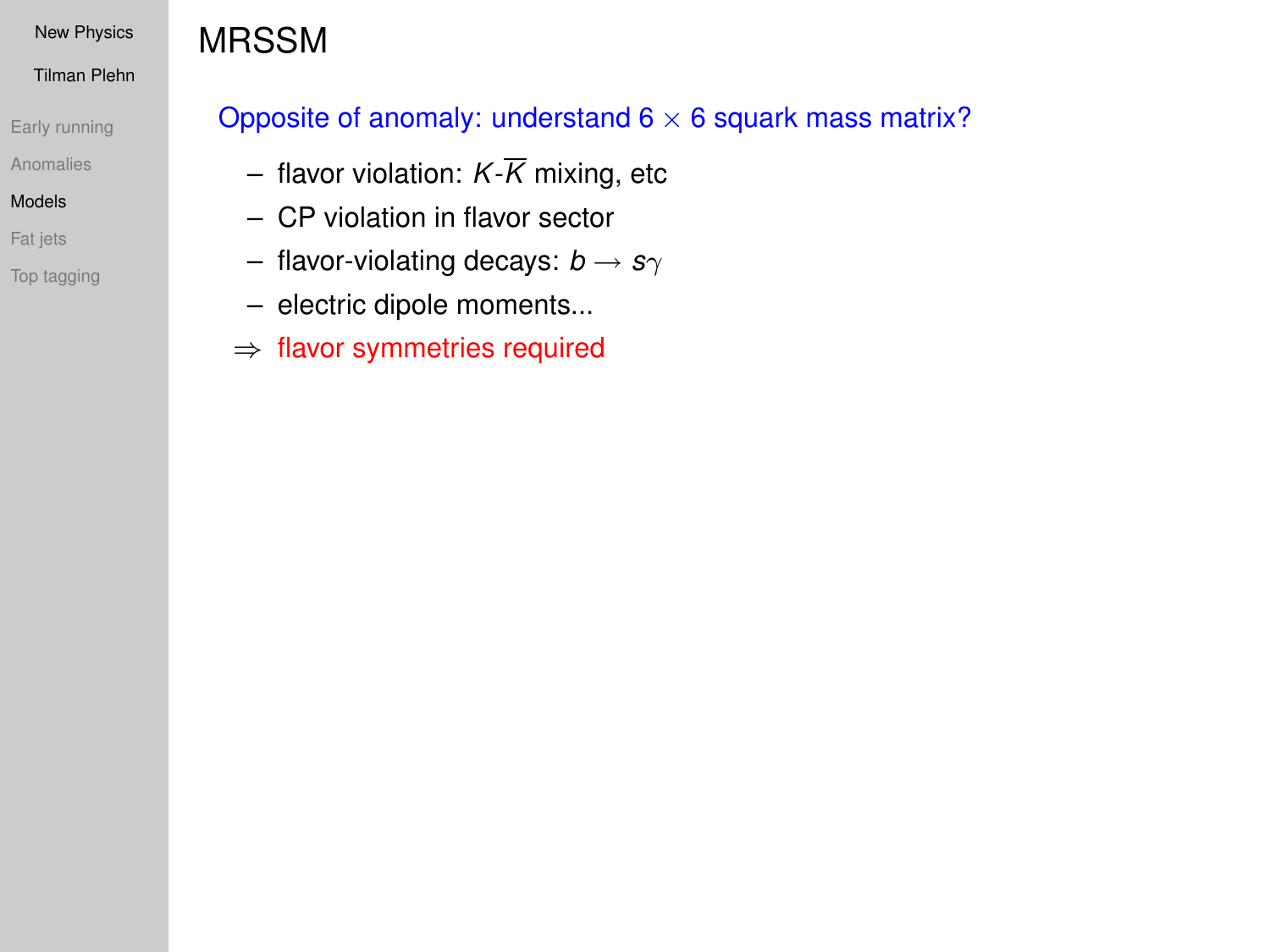# MRSSM

Opposite of anomaly: understand $6 \times 6$ squark mass matrix?

- flavor violation: $K$-$\overline{K}$ mixing, etc
- CP violation in flavor sector
- flavor-violating decays: $b \to s\gamma$
- electric dipole moments...

$\Rightarrow$ flavor symmetries required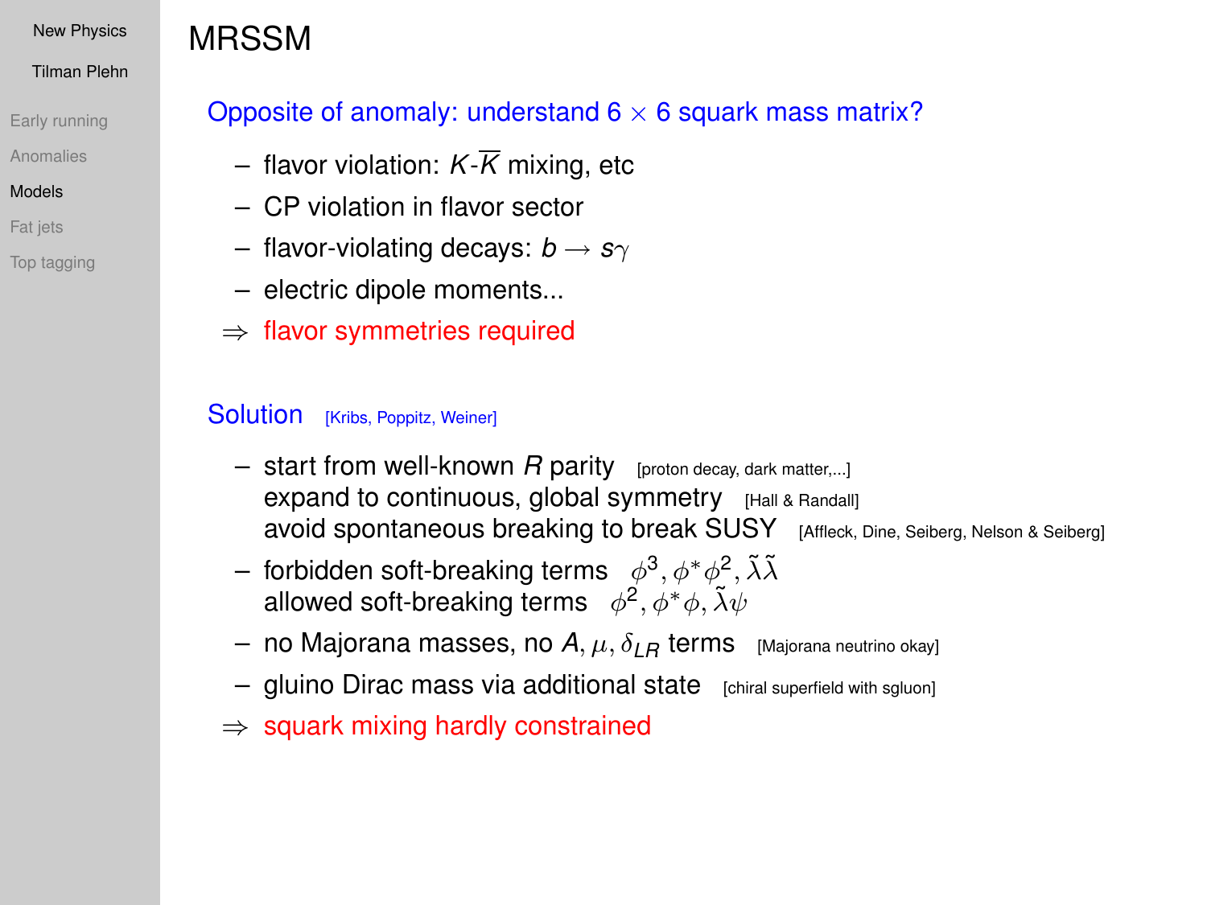# MRSSM

## Opposite of anomaly: understand 6 $\times$ 6 squark mass matrix?

- flavor violation: $K$-$\overline{K}$ mixing, etc
- CP violation in flavor sector
- flavor-violating decays: $b \to s\gamma$
- electric dipole moments...

$\Rightarrow$ flavor symmetries required

## Solution [Kribs, Poppitz, Weiner]

- start from well-known $R$ parity [proton decay, dark matter,...]
  expand to continuous, global symmetry [Hall & Randall]
  avoid spontaneous breaking to break SUSY [Affleck, Dine, Seiberg, Nelson & Seiberg]
- forbidden soft-breaking terms $\phi^3, \phi^* \phi^2, \tilde{\lambda}\tilde{\lambda}$
  allowed soft-breaking terms $\phi^2, \phi^* \phi, \tilde{\lambda}\psi$
- no Majorana masses, no $A, \mu, \delta_{LR}$ terms [Majorana neutrino okay]
- gluino Dirac mass via additional state [chiral superfield with sgluon]

$\Rightarrow$ squark mixing hardly constrained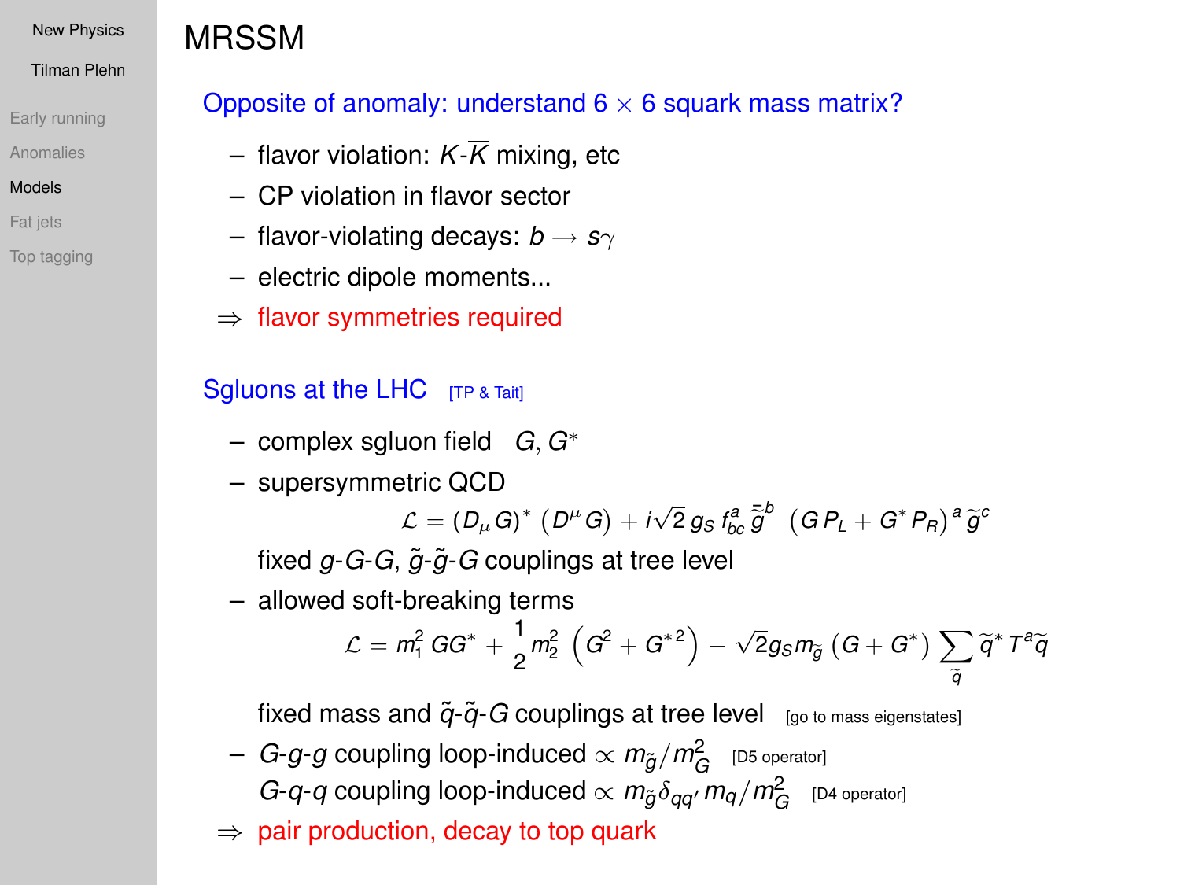# MRSSM

## Opposite of anomaly: understand $6 \times 6$ squark mass matrix?

- flavor violation: $K$-$\overline{K}$ mixing, etc
- CP violation in flavor sector
- flavor-violating decays: $b \to s\gamma$
- electric dipole moments...

$\Rightarrow$ flavor symmetries required

## Sgluons at the LHC [TP & Tait]

- complex sgluon field $G, G^*$
- supersymmetric QCD

$$\mathcal{L} = (D_\mu G)^* \left(D^\mu G\right) + i\sqrt{2}\, g_S\, f^a_{bc}\, \bar{\tilde{g}}^b \; \left(G\, P_L + G^* P_R\right)^a \tilde{g}^c$$

  fixed $g$-$G$-$G$, $\tilde{g}$-$\tilde{g}$-$G$ couplings at tree level

- allowed soft-breaking terms

$$\mathcal{L} = m_1^2\, GG^* + \frac{1}{2} m_2^2 \left(G^2 + G^{*\,2}\right) - \sqrt{2} g_S m_{\tilde{g}} \left(G + G^*\right) \sum_{\tilde{q}} \tilde{q}^* T^a \tilde{q}$$

  fixed mass and $\tilde{q}$-$\tilde{q}$-$G$ couplings at tree level [go to mass eigenstates]

- $G$-$g$-$g$ coupling loop-induced $\propto m_{\tilde{g}}/m_G^2$ [D5 operator]
  $G$-$q$-$q$ coupling loop-induced $\propto m_{\tilde{g}} \delta_{qq'}\, m_q/m_G^2$ [D4 operator]

$\Rightarrow$ pair production, decay to top quark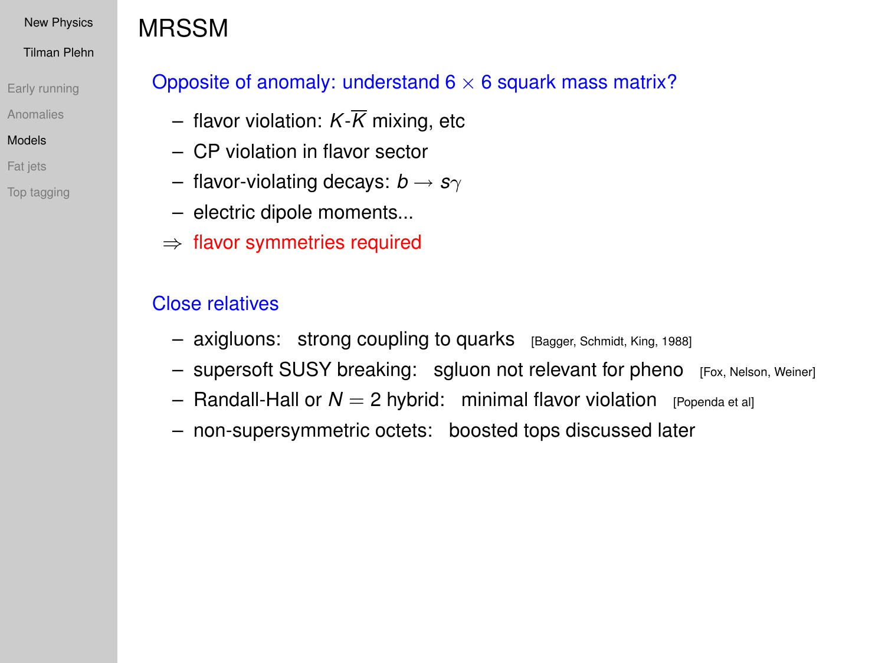# MRSSM

## Opposite of anomaly: understand $6 \times 6$ squark mass matrix?

- flavor violation: $K$-$\overline{K}$ mixing, etc
- CP violation in flavor sector
- flavor-violating decays: $b \to s\gamma$
- electric dipole moments...

$\Rightarrow$ flavor symmetries required

## Close relatives

- axigluons: strong coupling to quarks [Bagger, Schmidt, King, 1988]
- supersoft SUSY breaking: sgluon not relevant for pheno [Fox, Nelson, Weiner]
- Randall-Hall or $N = 2$ hybrid: minimal flavor violation [Popenda et al]
- non-supersymmetric octets: boosted tops discussed later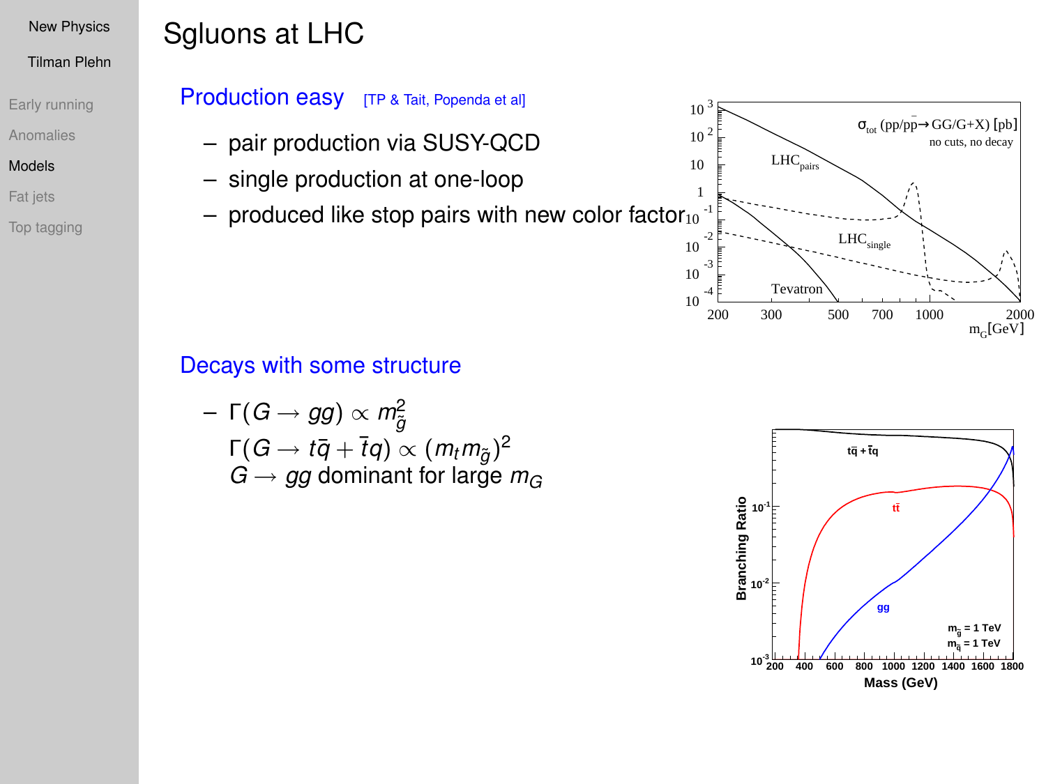# Sgluons at LHC

## Production easy [TP & Tait, Popenda et al]

- pair production via SUSY-QCD
- single production at one-loop
- produced like stop pairs with new color factor

## Decays with some structure

- $\Gamma(G \to gg) \propto m_{\tilde{g}}^2$
  $\Gamma(G \to t\bar{q} + \bar{t}q) \propto (m_t m_{\tilde{g}})^2$
  $G \to gg$ dominant for large $m_G$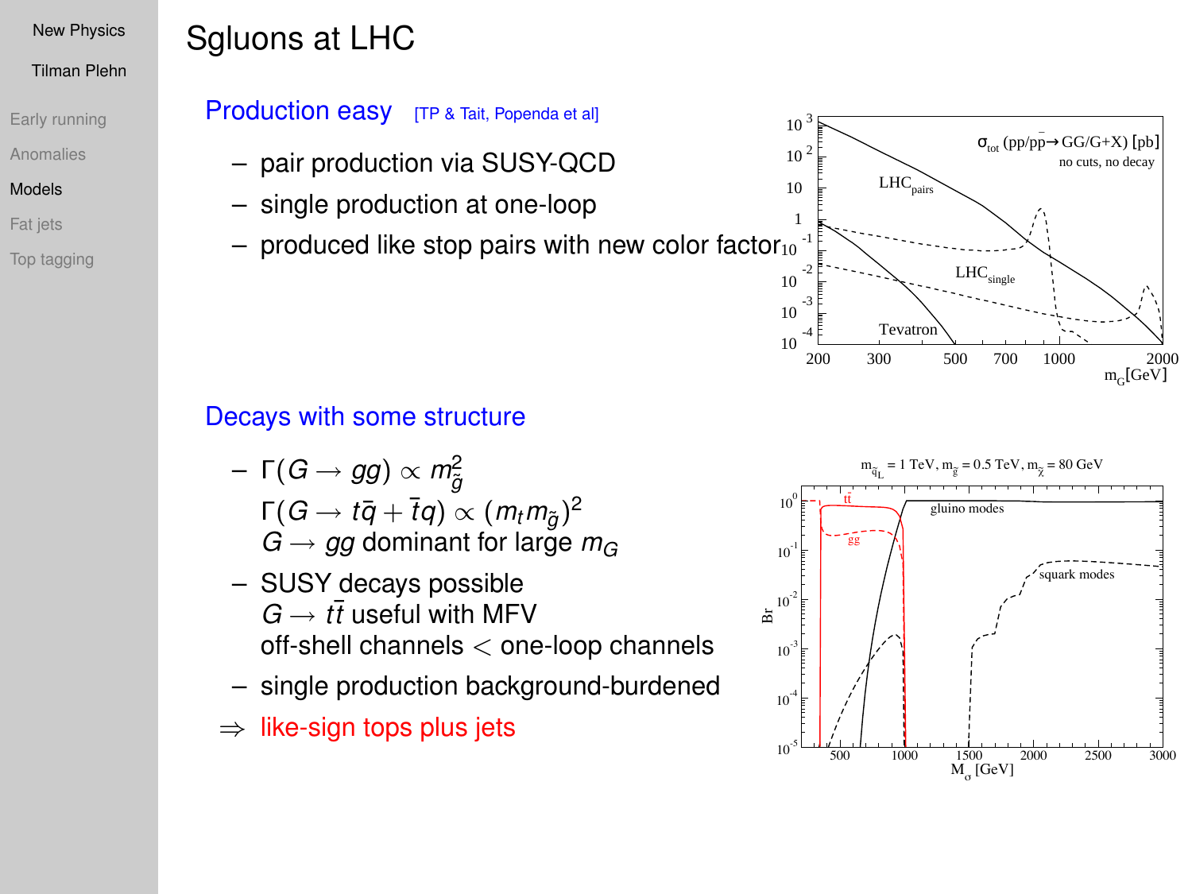# Sgluons at LHC

## Production easy [TP & Tait, Popenda et al]

- pair production via SUSY-QCD
- single production at one-loop
- produced like stop pairs with new color factor

## Decays with some structure

- $\Gamma(G \to gg) \propto m_{\tilde{g}}^2$
  $\Gamma(G \to t\bar{q} + \bar{t}q) \propto (m_t m_{\tilde{g}})^2$
  $G \to gg$ dominant for large $m_G$
- SUSY decays possible
  $G \to t\bar{t}$ useful with MFV
  off-shell channels < one-loop channels
- single production background-burdened

$\Rightarrow$ like-sign tops plus jets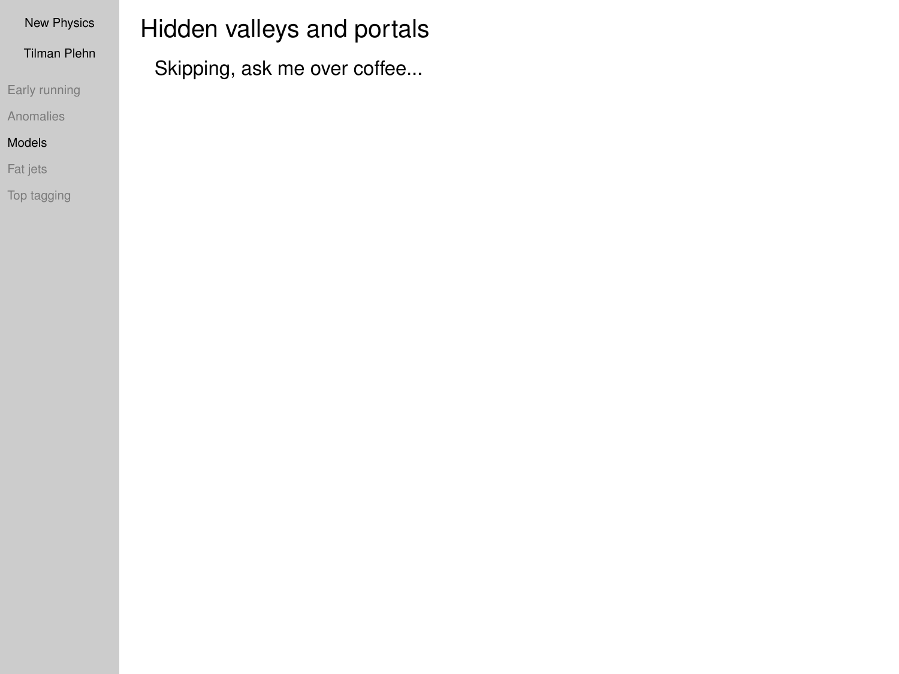# Hidden valleys and portals

Skipping, ask me over coffee...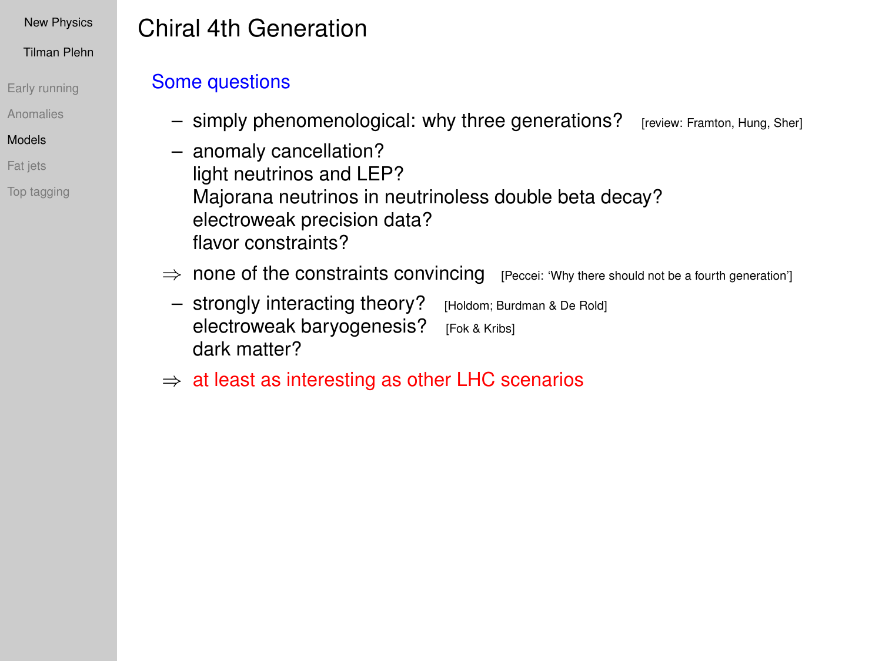# Chiral 4th Generation

## Some questions

– simply phenomenological: why three generations? [review: Framton, Hung, Sher]

– anomaly cancellation?
light neutrinos and LEP?
Majorana neutrinos in neutrinoless double beta decay?
electroweak precision data?
flavor constraints?

⇒ none of the constraints convincing [Peccei: 'Why there should not be a fourth generation']

– strongly interacting theory? [Holdom; Burdman & De Rold]
electroweak baryogenesis? [Fok & Kribs]
dark matter?

⇒ at least as interesting as other LHC scenarios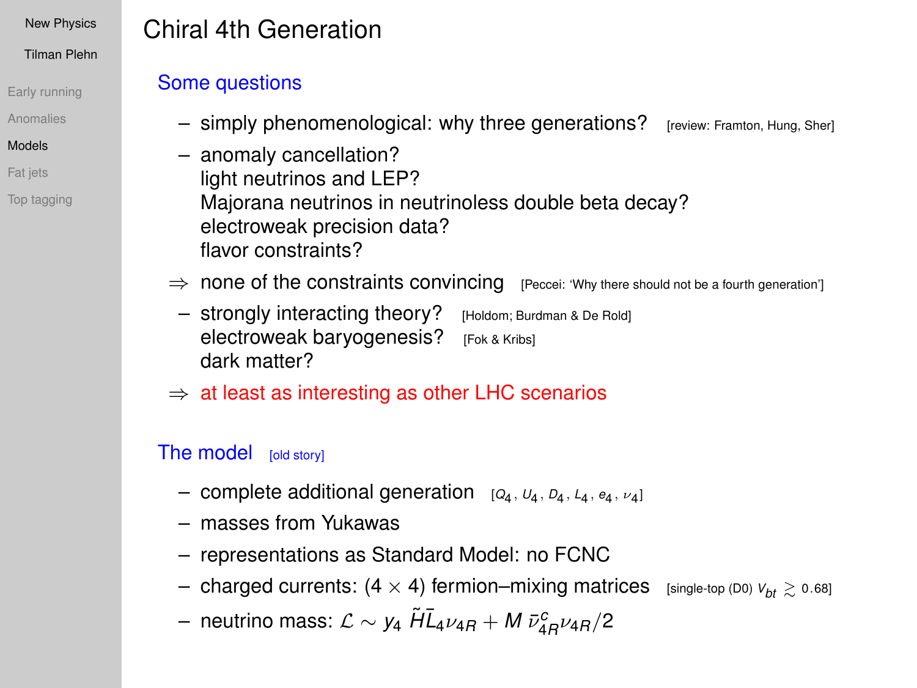# Chiral 4th Generation

## Some questions

- simply phenomenological: why three generations? [review: Framton, Hung, Sher]
- anomaly cancellation?
  light neutrinos and LEP?
  Majorana neutrinos in neutrinoless double beta decay?
  electroweak precision data?
  flavor constraints?

$\Rightarrow$ none of the constraints convincing [Peccei: 'Why there should not be a fourth generation']

- strongly interacting theory? [Holdom; Burdman & De Rold]
  electroweak baryogenesis? [Fok & Kribs]
  dark matter?

$\Rightarrow$ at least as interesting as other LHC scenarios

## The model [old story]

- complete additional generation [$Q_4$, $U_4$, $D_4$, $L_4$, $e_4$, $\nu_4$]
- masses from Yukawas
- representations as Standard Model: no FCNC
- charged currents: $(4 \times 4)$ fermion–mixing matrices [single-top (D0) $V_{bt} \gtrsim 0.68$]
- neutrino mass: $\mathcal{L} \sim y_4 \, \tilde{H} \bar{L}_4 \nu_{4R} + M \, \bar{\nu}^c_{4R} \nu_{4R}/2$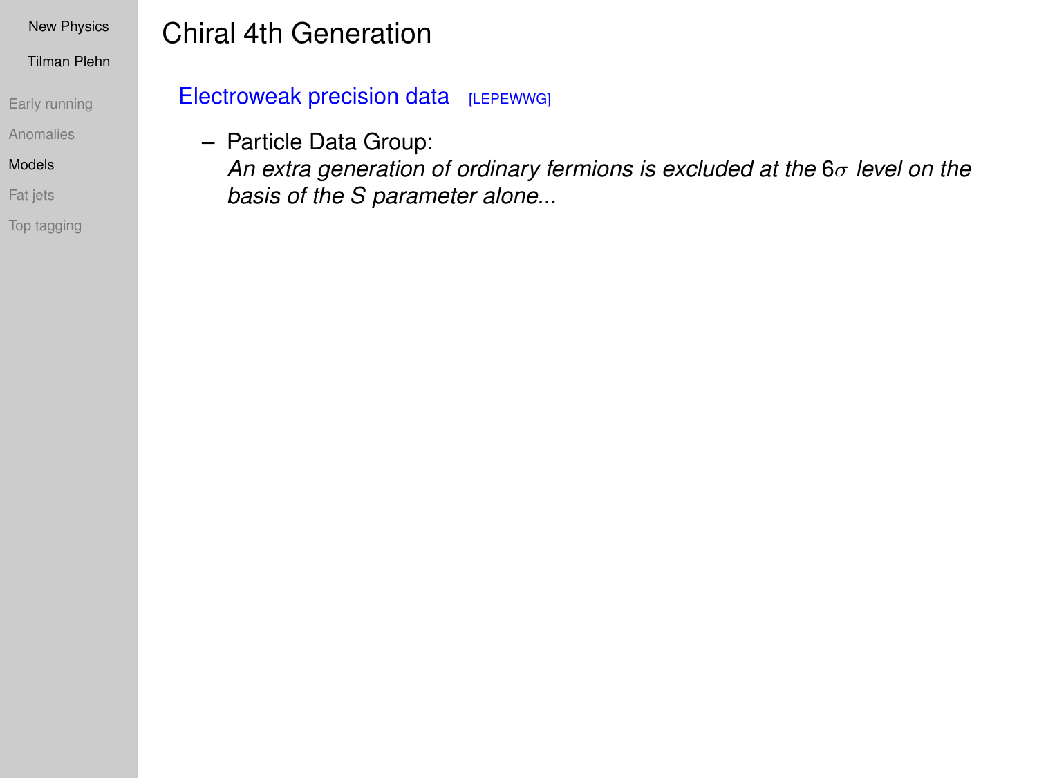# Chiral 4th Generation

## Electroweak precision data [LEPEWWG]

– Particle Data Group:
  *An extra generation of ordinary fermions is excluded at the* $6\sigma$ *level on the basis of the S parameter alone...*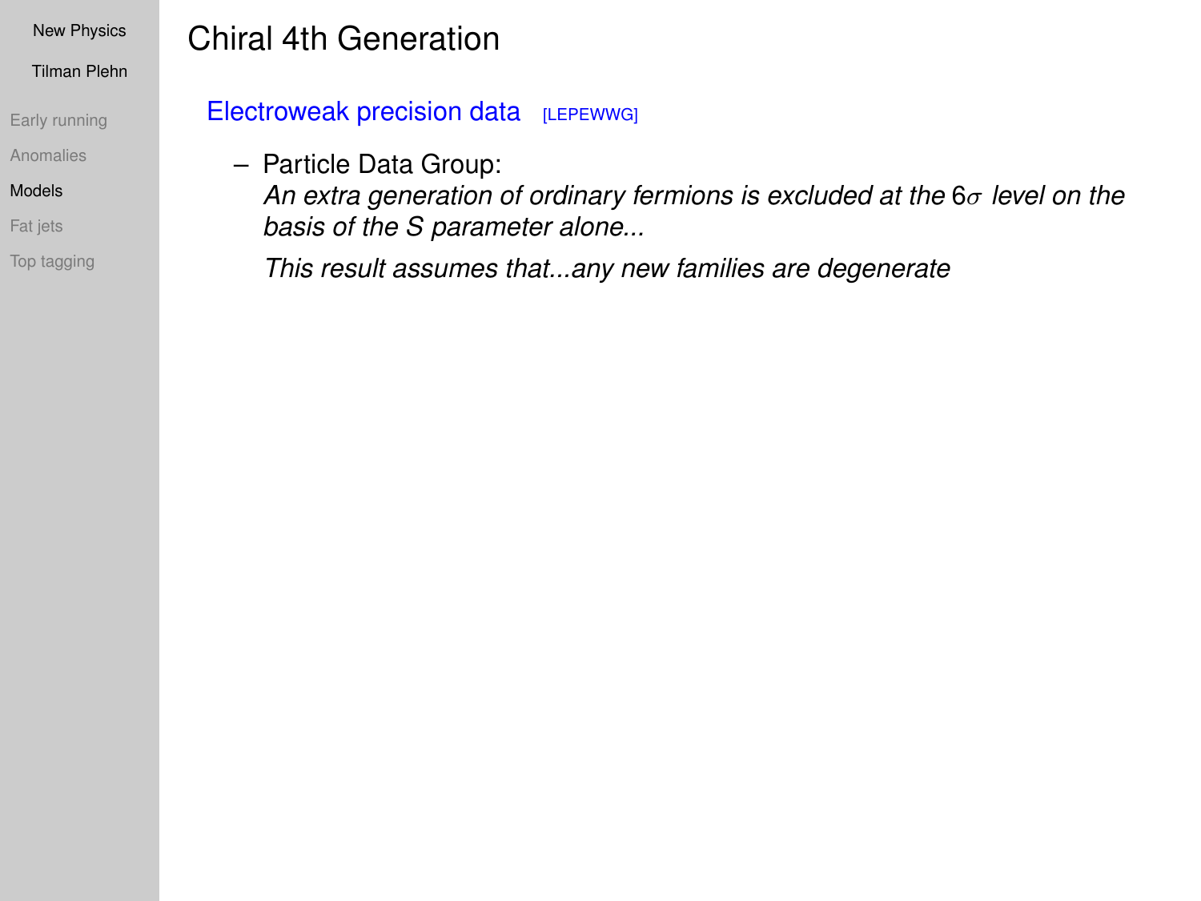# Chiral 4th Generation

## Electroweak precision data [LEPEWWG]

– Particle Data Group:
  *An extra generation of ordinary fermions is excluded at the* $6\sigma$ *level on the basis of the S parameter alone...*

  *This result assumes that...any new families are degenerate*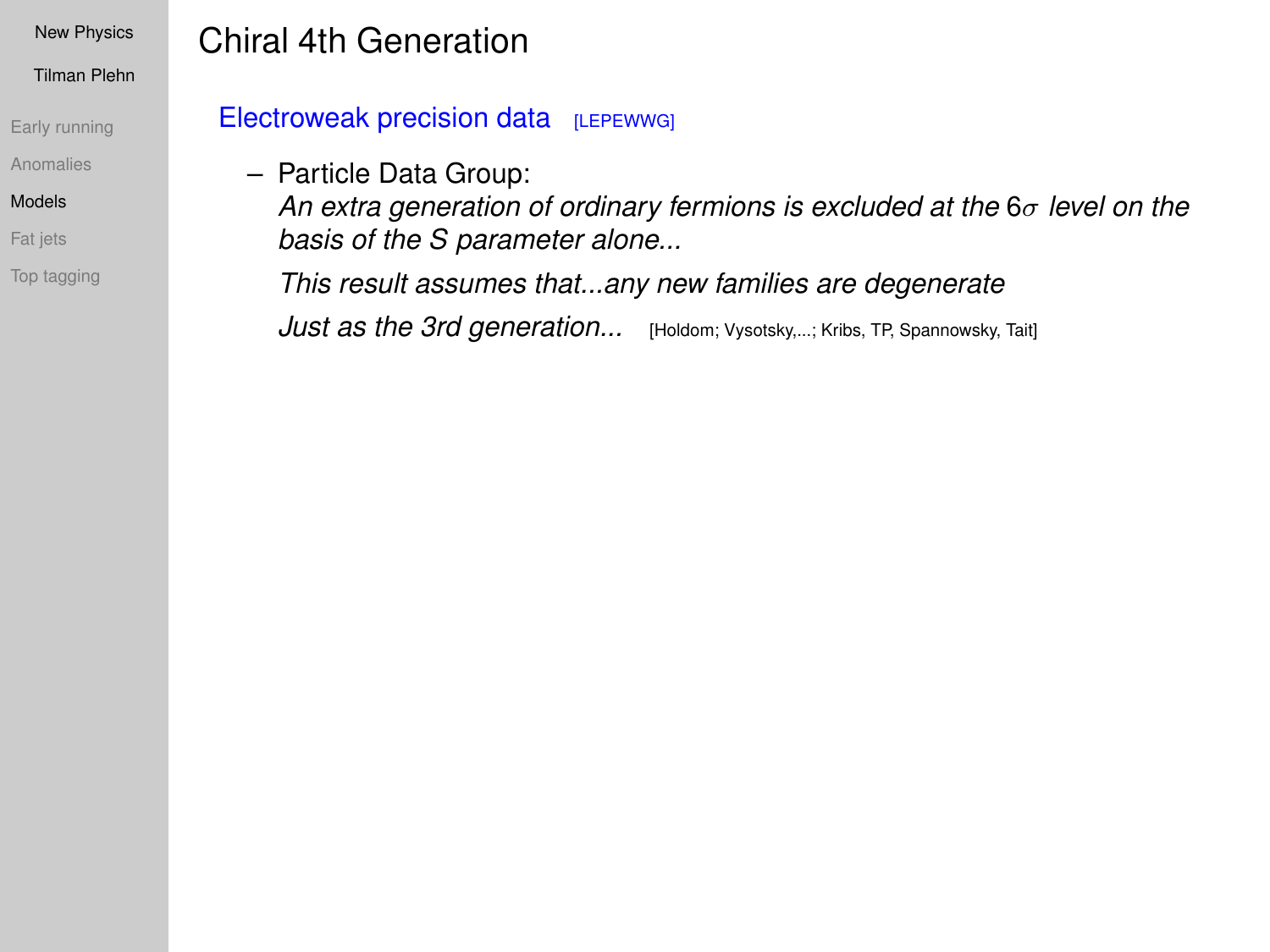# Chiral 4th Generation

## Electroweak precision data [LEPEWWG]

– Particle Data Group:
  *An extra generation of ordinary fermions is excluded at the* $6\sigma$ *level on the basis of the S parameter alone...*

  *This result assumes that...any new families are degenerate*

  *Just as the 3rd generation...* [Holdom; Vysotsky,...; Kribs, TP, Spannowsky, Tait]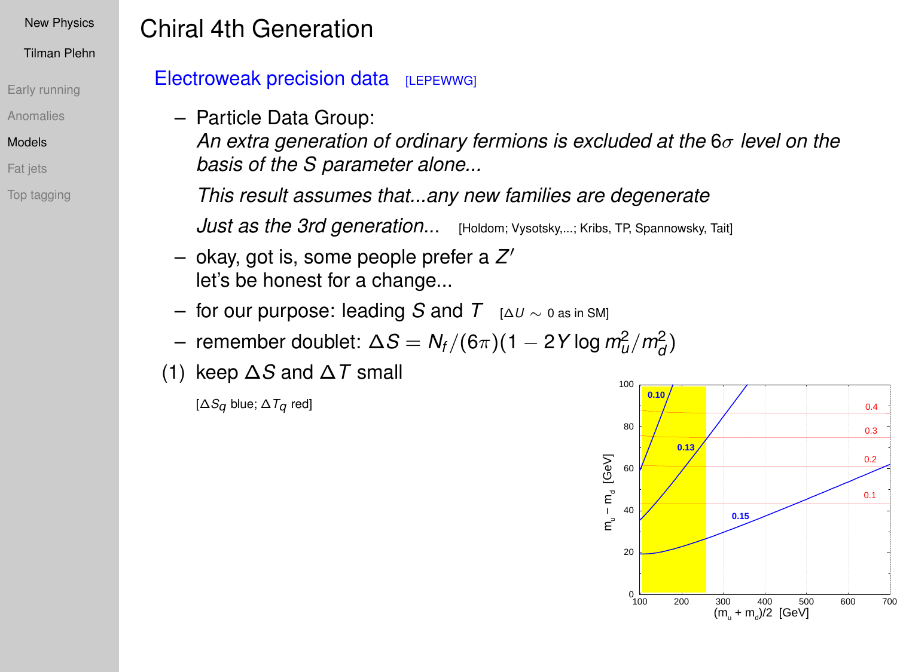# Chiral 4th Generation

## Electroweak precision data [LEPEWWG]

- Particle Data Group:
  *An extra generation of ordinary fermions is excluded at the* $6\sigma$ *level on the basis of the S parameter alone...*

  *This result assumes that...any new families are degenerate*

  *Just as the 3rd generation...* [Holdom; Vysotsky,...; Kribs, TP, Spannowsky, Tait]
- okay, got is, some people prefer a $Z'$
  let's be honest for a change...
- for our purpose: leading $S$ and $T$ [$\Delta U \sim 0$ as in SM]
- remember doublet: $\Delta S = N_f/(6\pi)(1 - 2Y \log m_u^2/m_d^2)$

(1) keep $\Delta S$ and $\Delta T$ small

[$\Delta S_q$ blue; $\Delta T_q$ red]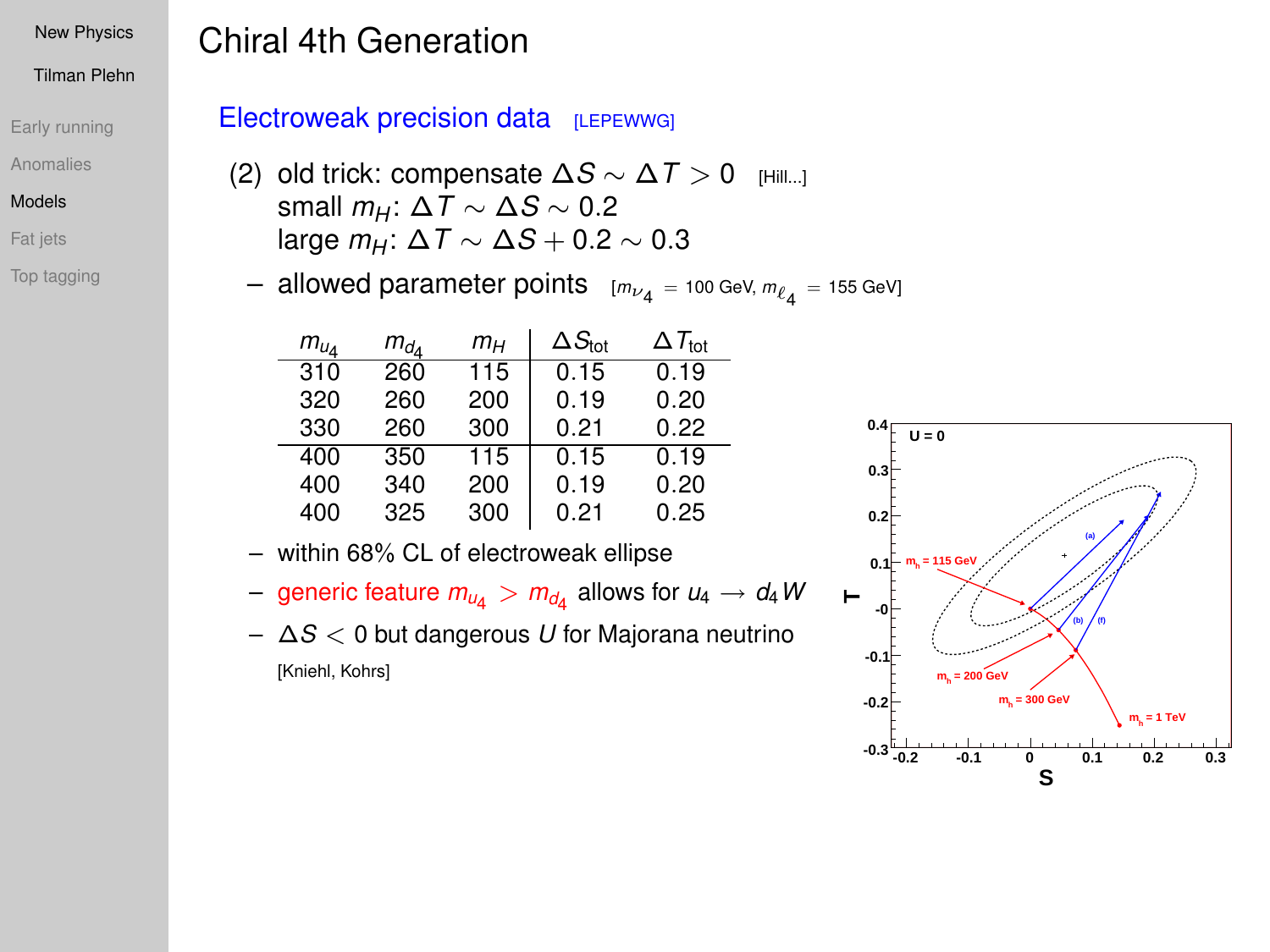# Chiral 4th Generation

## Electroweak precision data [LEPEWWG]

(2) old trick: compensate $\Delta S \sim \Delta T > 0$ [Hill...]
small $m_H$: $\Delta T \sim \Delta S \sim 0.2$
large $m_H$: $\Delta T \sim \Delta S + 0.2 \sim 0.3$

– allowed parameter points [$m_{\nu_4} = 100$ GeV, $m_{\ell_4} = 155$ GeV]

| $m_{u_4}$ | $m_{d_4}$ | $m_H$ | $\Delta S_{\text{tot}}$ | $\Delta T_{\text{tot}}$ |
|---|---|---|---|---|
| 310 | 260 | 115 | 0.15 | 0.19 |
| 320 | 260 | 200 | 0.19 | 0.20 |
| 330 | 260 | 300 | 0.21 | 0.22 |
| 400 | 350 | 115 | 0.15 | 0.19 |
| 400 | 340 | 200 | 0.19 | 0.20 |
| 400 | 325 | 300 | 0.21 | 0.25 |

– within 68% CL of electroweak ellipse

– generic feature $m_{u_4} > m_{d_4}$ allows for $u_4 \to d_4 W$

– $\Delta S < 0$ but dangerous $U$ for Majorana neutrino

[Kniehl, Kohrs]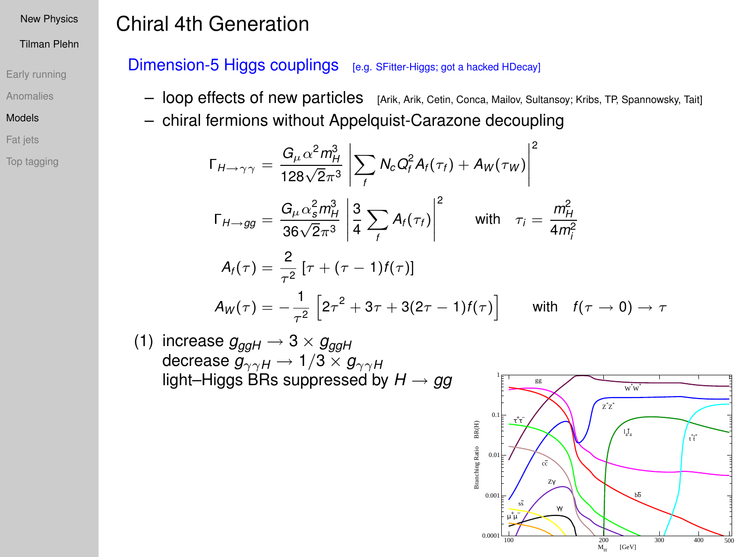# Chiral 4th Generation

## Dimension-5 Higgs couplings [e.g. SFitter-Higgs; got a hacked HDecay]

- loop effects of new particles [Arik, Arik, Cetin, Conca, Mailov, Sultansoy; Kribs, TP, Spannowsky, Tait]
- chiral fermions without Appelquist-Carazone decoupling

$$\Gamma_{H\to\gamma\gamma} = \frac{G_\mu \alpha^2 m_H^3}{128\sqrt{2}\pi^3} \left| \sum_f N_c Q_f^2 A_f(\tau_f) + A_W(\tau_W) \right|^2$$

$$\Gamma_{H\to gg} = \frac{G_\mu \alpha_s^2 m_H^3}{36\sqrt{2}\pi^3} \left| \frac{3}{4} \sum_f A_f(\tau_f) \right|^2 \qquad \text{with} \quad \tau_i = \frac{m_H^2}{4 m_i^2}$$

$$A_f(\tau) = \frac{2}{\tau^2} \left[ \tau + (\tau - 1) f(\tau) \right]$$

$$A_W(\tau) = -\frac{1}{\tau^2} \left[ 2\tau^2 + 3\tau + 3(2\tau - 1) f(\tau) \right] \qquad \text{with} \quad f(\tau \to 0) \to \tau$$

(1) increase $g_{ggH} \to 3 \times g_{ggH}$
decrease $g_{\gamma\gamma H} \to 1/3 \times g_{\gamma\gamma H}$
light–Higgs BRs suppressed by $H \to gg$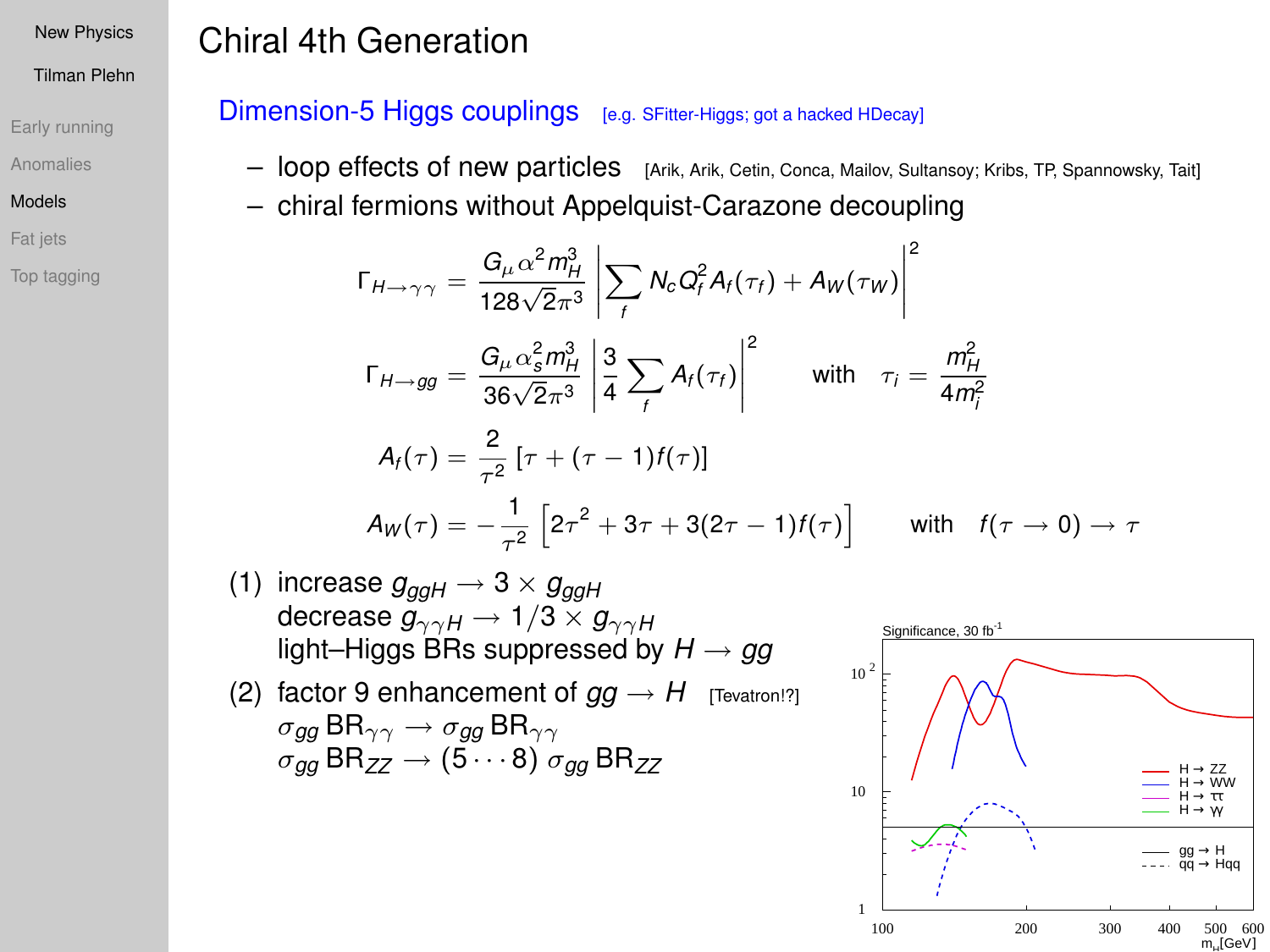# Chiral 4th Generation

## Dimension-5 Higgs couplings [e.g. SFitter-Higgs; got a hacked HDecay]

– loop effects of new particles [Arik, Arik, Cetin, Conca, Mailov, Sultansoy; Kribs, TP, Spannowsky, Tait]

– chiral fermions without Appelquist-Carazone decoupling

$$\Gamma_{H\to\gamma\gamma} = \frac{G_\mu \alpha^2 m_H^3}{128\sqrt{2}\pi^3} \left| \sum_f N_c Q_f^2 A_f(\tau_f) + A_W(\tau_W) \right|^2$$

$$\Gamma_{H\to gg} = \frac{G_\mu \alpha_s^2 m_H^3}{36\sqrt{2}\pi^3} \left| \frac{3}{4} \sum_f A_f(\tau_f) \right|^2 \qquad \text{with} \quad \tau_i = \frac{m_H^2}{4m_i^2}$$

$$A_f(\tau) = \frac{2}{\tau^2} \left[\tau + (\tau - 1) f(\tau)\right]$$

$$A_W(\tau) = -\frac{1}{\tau^2} \left[2\tau^2 + 3\tau + 3(2\tau - 1) f(\tau)\right] \qquad \text{with} \quad f(\tau \to 0) \to \tau$$

(1) increase $g_{ggH} \to 3 \times g_{ggH}$
decrease $g_{\gamma\gamma H} \to 1/3 \times g_{\gamma\gamma H}$
light–Higgs BRs suppressed by $H \to gg$

(2) factor 9 enhancement of $gg \to H$ [Tevatron!?]
$\sigma_{gg}\,\mathrm{BR}_{\gamma\gamma} \to \sigma_{gg}\,\mathrm{BR}_{\gamma\gamma}$
$\sigma_{gg}\,\mathrm{BR}_{ZZ} \to (5 \cdots 8)\ \sigma_{gg}\,\mathrm{BR}_{ZZ}$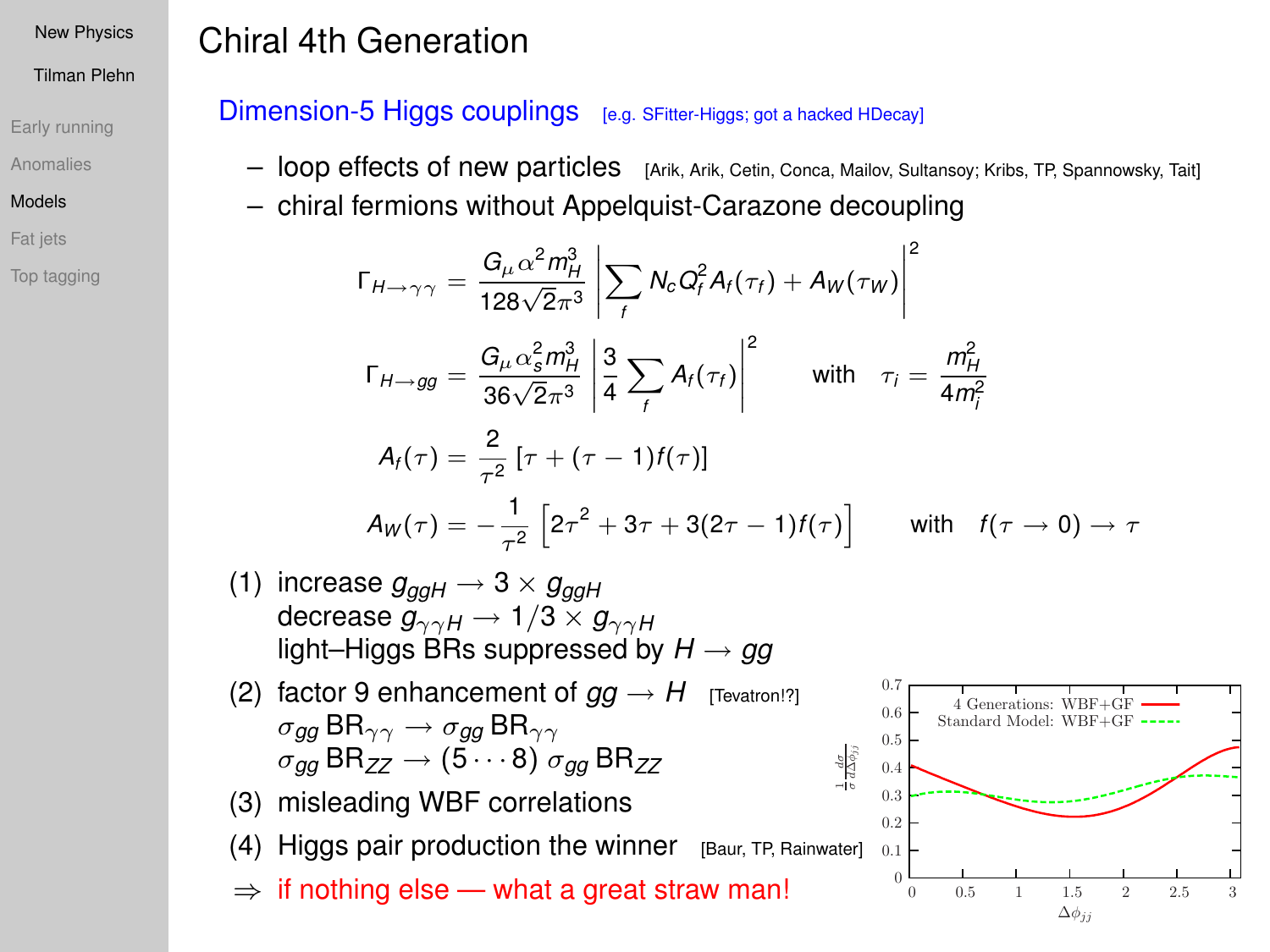# Chiral 4th Generation

## Dimension-5 Higgs couplings [e.g. SFitter-Higgs; got a hacked HDecay]

- loop effects of new particles [Arik, Arik, Cetin, Conca, Mailov, Sultansoy; Kribs, TP, Spannowsky, Tait]
- chiral fermions without Appelquist-Carazone decoupling

$$\Gamma_{H\to\gamma\gamma} = \frac{G_\mu \alpha^2 m_H^3}{128\sqrt{2}\pi^3} \left| \sum_f N_c Q_f^2 A_f(\tau_f) + A_W(\tau_W) \right|^2$$

$$\Gamma_{H\to gg} = \frac{G_\mu \alpha_s^2 m_H^3}{36\sqrt{2}\pi^3} \left| \frac{3}{4} \sum_f A_f(\tau_f) \right|^2 \qquad \text{with} \quad \tau_i = \frac{m_H^2}{4m_i^2}$$

$$A_f(\tau) = \frac{2}{\tau^2} \left[ \tau + (\tau - 1) f(\tau) \right]$$

$$A_W(\tau) = -\frac{1}{\tau^2} \left[ 2\tau^2 + 3\tau + 3(2\tau - 1) f(\tau) \right] \qquad \text{with} \quad f(\tau \to 0) \to \tau$$

(1) increase $g_{ggH} \to 3 \times g_{ggH}$
decrease $g_{\gamma\gamma H} \to 1/3 \times g_{\gamma\gamma H}$
light–Higgs BRs suppressed by $H \to gg$

(2) factor 9 enhancement of $gg \to H$ [Tevatron!?]
$\sigma_{gg}\,\text{BR}_{\gamma\gamma} \to \sigma_{gg}\,\text{BR}_{\gamma\gamma}$
$\sigma_{gg}\,\text{BR}_{ZZ} \to (5 \cdots 8)\ \sigma_{gg}\,\text{BR}_{ZZ}$

(3) misleading WBF correlations

(4) Higgs pair production the winner [Baur, TP, Rainwater]

$\Rightarrow$ if nothing else — what a great straw man!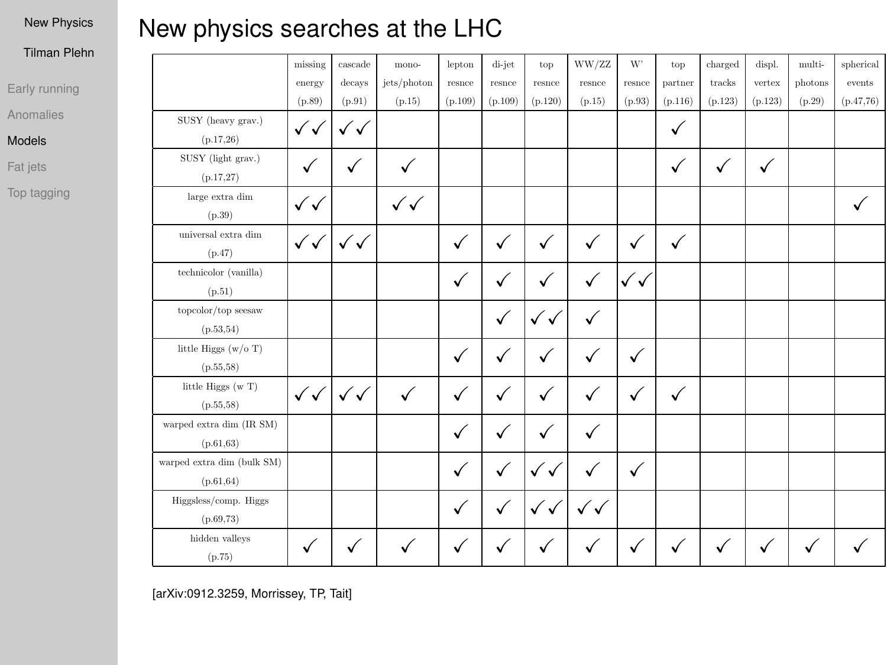# New physics searches at the LHC

| | missing energy (p.89) | cascade decays (p.91) | mono-jets/photon (p.15) | lepton resnce (p.109) | di-jet resnce (p.109) | top resnce (p.120) | WW/ZZ resnce (p.15) | W' resnce (p.93) | top partner (p.116) | charged tracks (p.123) | displ. vertex (p.123) | multi-photons (p.29) | spherical events (p.47,76) |
|---|---|---|---|---|---|---|---|---|---|---|---|---|---|
| SUSY (heavy grav.) (p.17,26) | ✓✓ | ✓✓ | | | | | | | ✓ | | | | |
| SUSY (light grav.) (p.17,27) | ✓ | ✓ | ✓ | | | | | | ✓ | ✓ | ✓ | | |
| large extra dim (p.39) | ✓✓ | | ✓✓ | | | | | | | | | | ✓ |
| universal extra dim (p.47) | ✓✓ | ✓✓ | | ✓ | ✓ | ✓ | ✓ | ✓ | ✓ | | | | |
| technicolor (vanilla) (p.51) | | | | ✓ | ✓ | ✓ | ✓ | ✓✓ | | | | | |
| topcolor/top seesaw (p.53,54) | | | | | ✓ | ✓✓ | ✓ | | | | | | |
| little Higgs (w/o T) (p.55,58) | | | | ✓ | ✓ | ✓ | ✓ | ✓ | | | | | |
| little Higgs (w T) (p.55,58) | ✓✓ | ✓✓ | ✓ | ✓ | ✓ | ✓ | ✓ | ✓ | ✓ | | | | |
| warped extra dim (IR SM) (p.61,63) | | | | ✓ | ✓ | ✓ | ✓ | | | | | | |
| warped extra dim (bulk SM) (p.61,64) | | | | ✓ | ✓ | ✓✓ | ✓ | ✓ | | | | | |
| Higgsless/comp. Higgs (p.69,73) | | | | ✓ | ✓ | ✓✓ | ✓✓ | | | | | | |
| hidden valleys (p.75) | ✓ | ✓ | ✓ | ✓ | ✓ | ✓ | ✓ | ✓ | ✓ | ✓ | ✓ | ✓ | ✓ |

[arXiv:0912.3259, Morrissey, TP, Tait]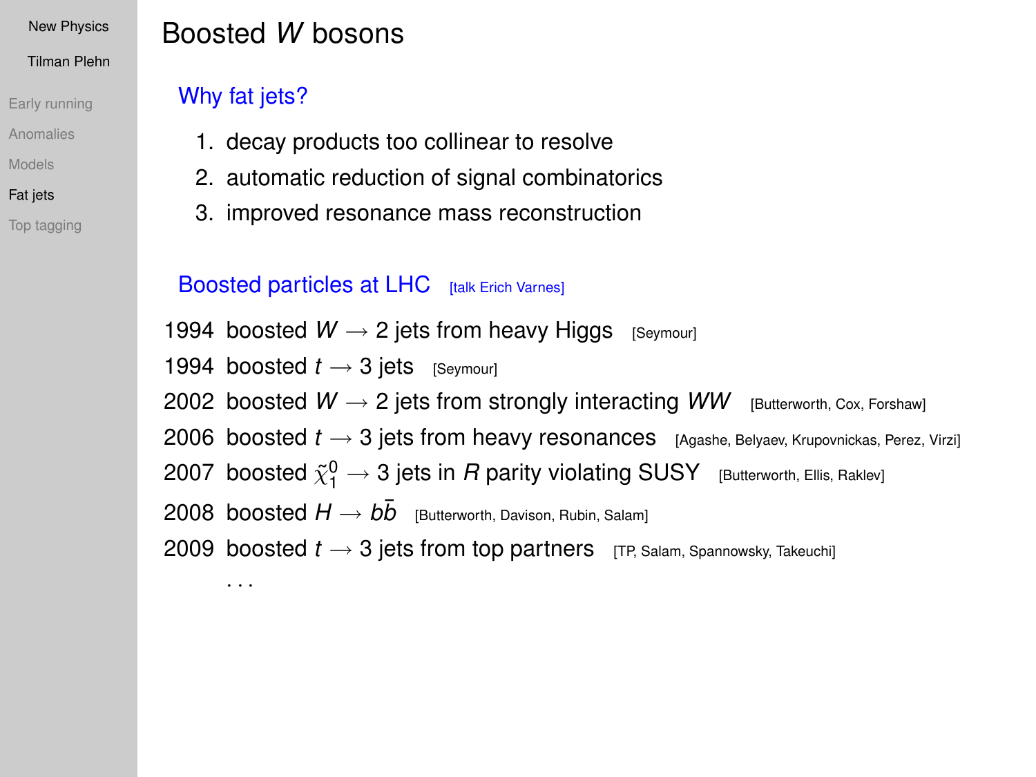# Boosted $W$ bosons

## Why fat jets?

1. decay products too collinear to resolve
2. automatic reduction of signal combinatorics
3. improved resonance mass reconstruction

## Boosted particles at LHC [talk Erich Varnes]

1994 boosted $W \to$ 2 jets from heavy Higgs [Seymour]

1994 boosted $t \to$ 3 jets [Seymour]

2002 boosted $W \to$ 2 jets from strongly interacting $WW$ [Butterworth, Cox, Forshaw]

2006 boosted $t \to$ 3 jets from heavy resonances [Agashe, Belyaev, Krupovnickas, Perez, Virzi]

2007 boosted $\tilde{\chi}_1^0 \to$ 3 jets in $R$ parity violating SUSY [Butterworth, Ellis, Raklev]

2008 boosted $H \to b\bar{b}$ [Butterworth, Davison, Rubin, Salam]

2009 boosted $t \to$ 3 jets from top partners [TP, Salam, Spannowsky, Takeuchi]

...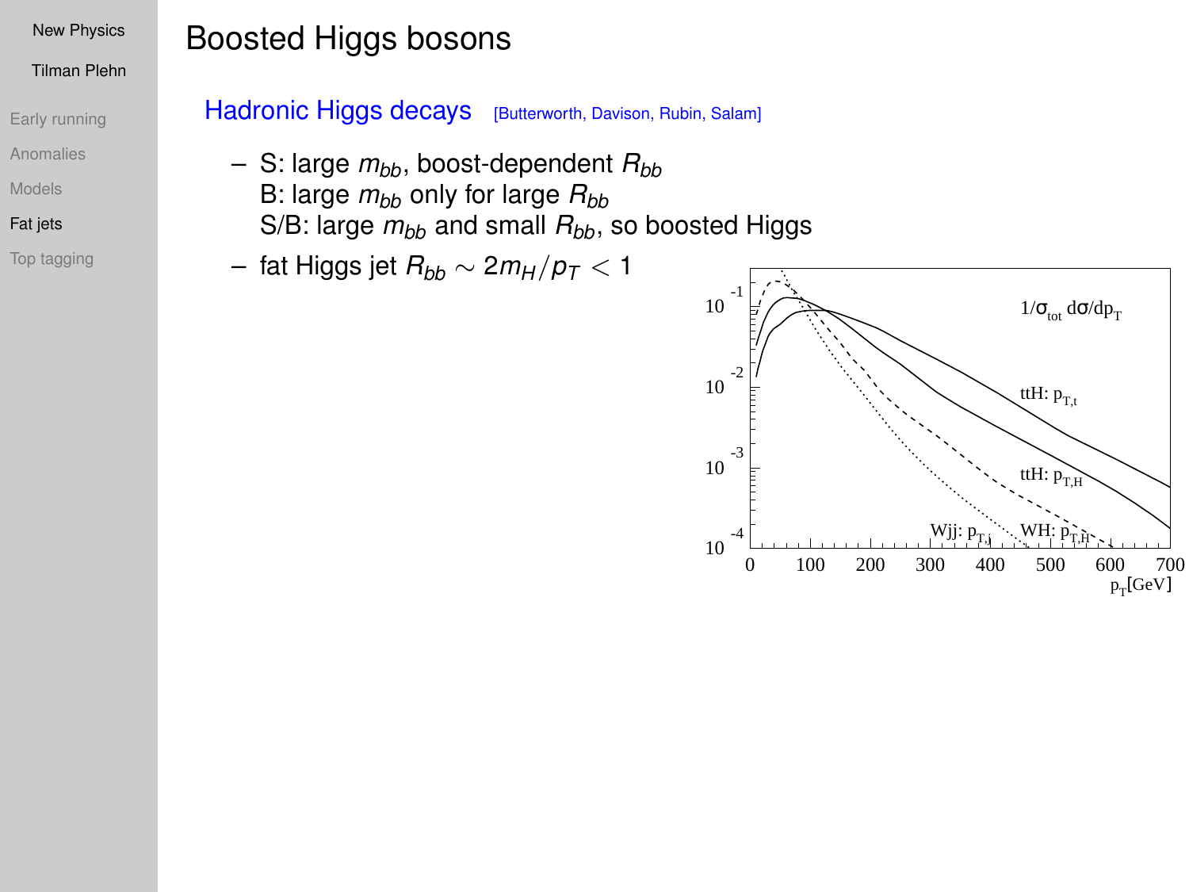# Boosted Higgs bosons

## Hadronic Higgs decays [Butterworth, Davison, Rubin, Salam]

- S: large $m_{bb}$, boost-dependent $R_{bb}$
  B: large $m_{bb}$ only for large $R_{bb}$
  S/B: large $m_{bb}$ and small $R_{bb}$, so boosted Higgs
- fat Higgs jet $R_{bb} \sim 2m_H/p_T < 1$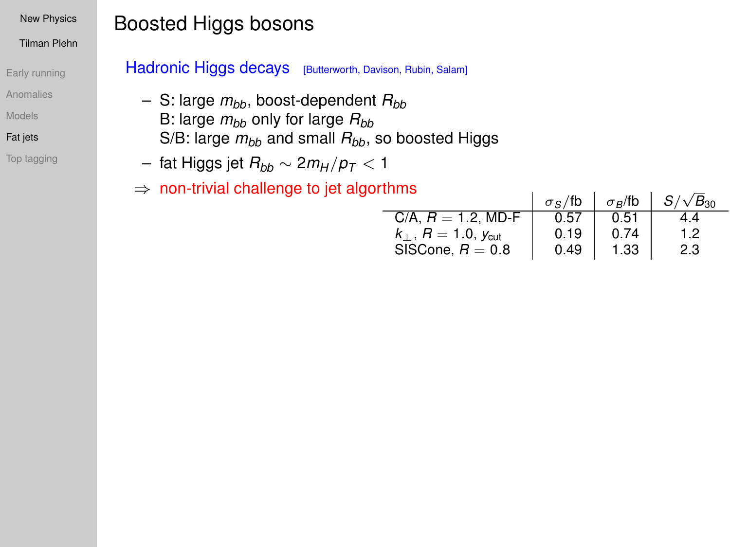# Boosted Higgs bosons

## Hadronic Higgs decays [Butterworth, Davison, Rubin, Salam]

- S: large $m_{bb}$, boost-dependent $R_{bb}$
  B: large $m_{bb}$ only for large $R_{bb}$
  S/B: large $m_{bb}$ and small $R_{bb}$, so boosted Higgs
- fat Higgs jet $R_{bb} \sim 2m_H/p_T < 1$

$\Rightarrow$ non-trivial challenge to jet algorthms

| | $\sigma_S$/fb | $\sigma_B$/fb | $S/\sqrt{B}_{30}$ |
|---|---|---|---|
| C/A, $R = 1.2$, MD-F | 0.57 | 0.51 | 4.4 |
| $k_\perp$, $R = 1.0$, $y_{\text{cut}}$ | 0.19 | 0.74 | 1.2 |
| SISCone, $R = 0.8$ | 0.49 | 1.33 | 2.3 |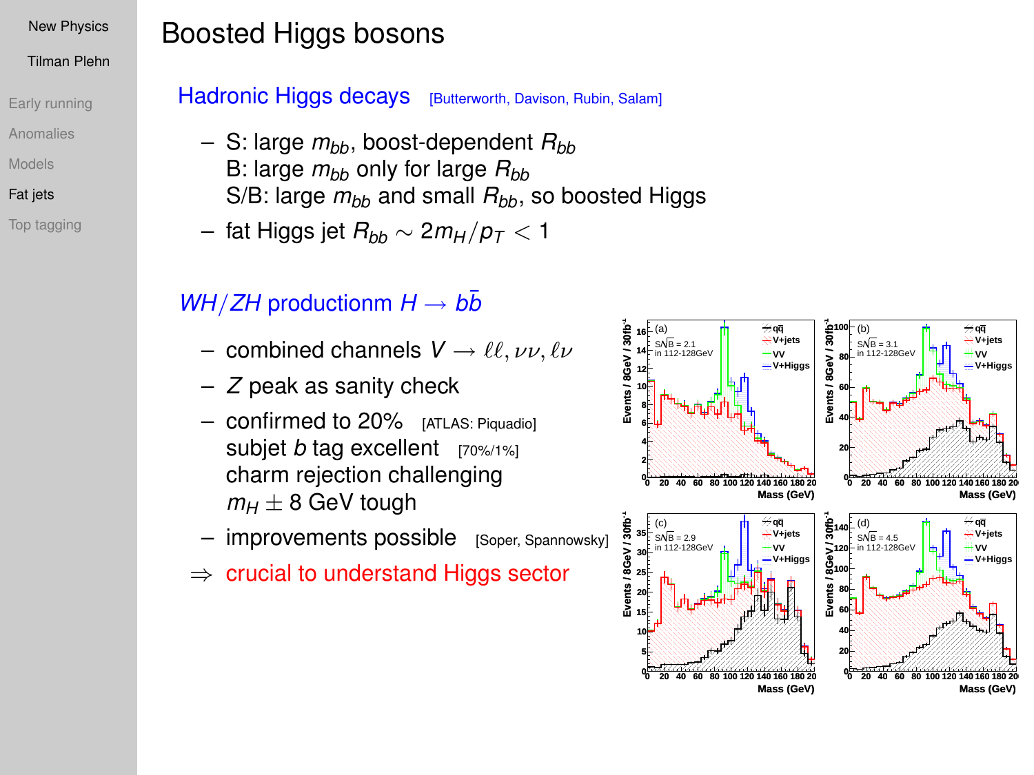# Boosted Higgs bosons

## Hadronic Higgs decays [Butterworth, Davison, Rubin, Salam]

- S: large $m_{bb}$, boost-dependent $R_{bb}$
  B: large $m_{bb}$ only for large $R_{bb}$
  S/B: large $m_{bb}$ and small $R_{bb}$, so boosted Higgs
- fat Higgs jet $R_{bb} \sim 2m_H/p_T < 1$

## $WH/ZH$ productionm $H \to b\bar{b}$

- combined channels $V \to \ell\ell, \nu\nu, \ell\nu$
- $Z$ peak as sanity check
- confirmed to 20% [ATLAS: Piquadio]
  subjet $b$ tag excellent [70%/1%]
  charm rejection challenging
  $m_H \pm 8$ GeV tough
- improvements possible [Soper, Spannowsky]

$\Rightarrow$ crucial to understand Higgs sector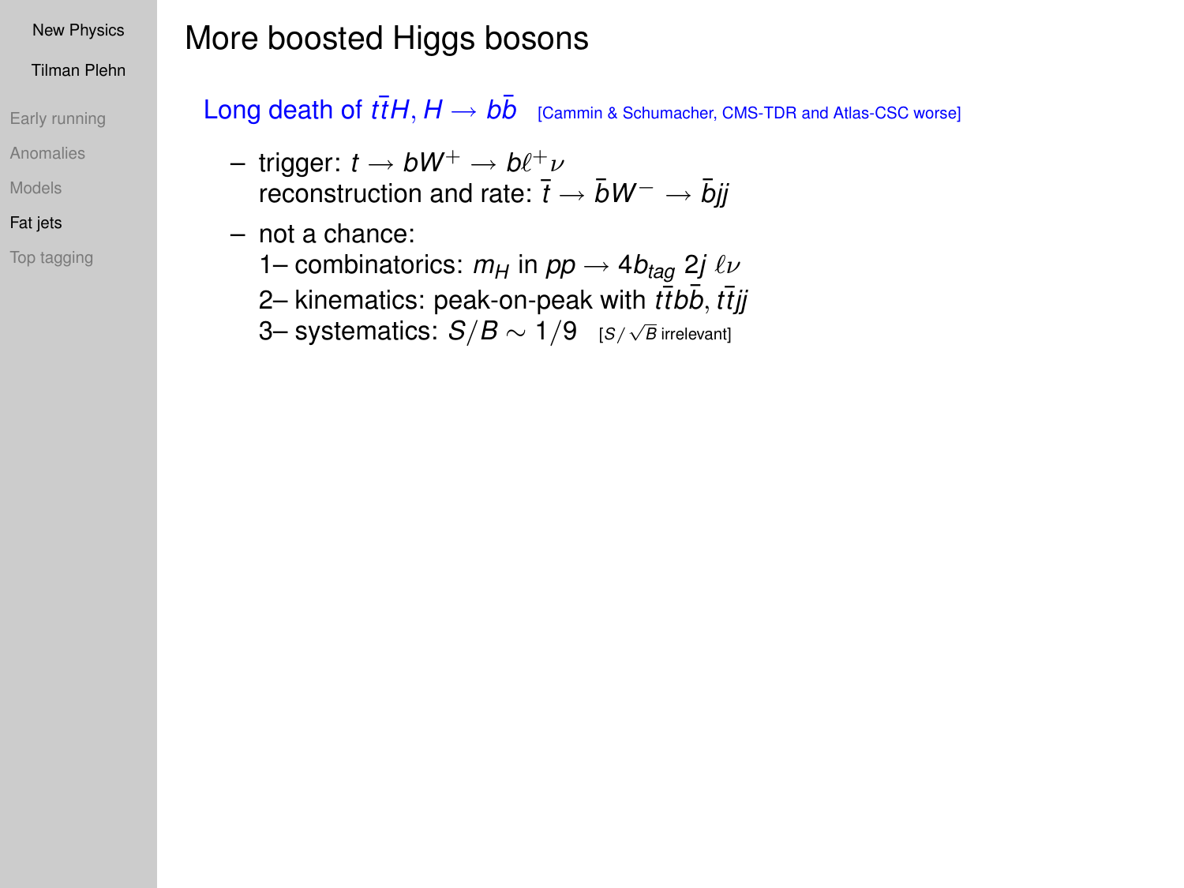# More boosted Higgs bosons

## Long death of $t\bar{t}H$, $H \to b\bar{b}$ [Cammin & Schumacher, CMS-TDR and Atlas-CSC worse]

- trigger: $t \to bW^+ \to b\ell^+\nu$
  reconstruction and rate: $\bar{t} \to \bar{b}W^- \to \bar{b}jj$
- not a chance:
  1– combinatorics: $m_H$ in $pp \to 4b_{tag}\ 2j\ \ell\nu$
  2– kinematics: peak-on-peak with $t\bar{t}b\bar{b}$, $t\bar{t}jj$
  3– systematics: $S/B \sim 1/9$ [$S/\sqrt{B}$ irrelevant]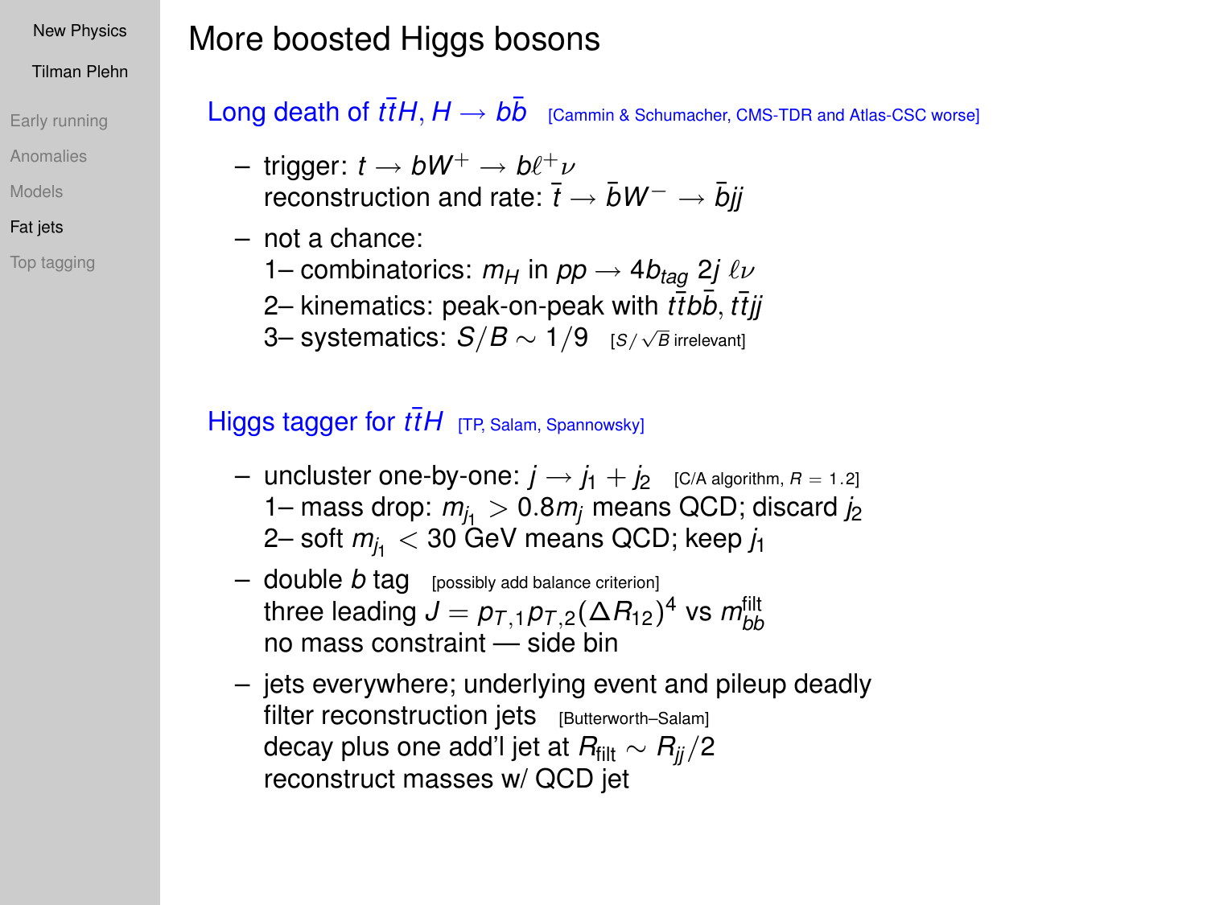# More boosted Higgs bosons

## Long death of $t\bar{t}H$, $H \to b\bar{b}$ [Cammin & Schumacher, CMS-TDR and Atlas-CSC worse]

– trigger: $t \to bW^+ \to b\ell^+\nu$
  reconstruction and rate: $\bar{t} \to \bar{b}W^- \to \bar{b}jj$

– not a chance:
  1– combinatorics: $m_H$ in $pp \to 4b_{tag}\ 2j\ \ell\nu$
  2– kinematics: peak-on-peak with $t\bar{t}b\bar{b}$, $t\bar{t}jj$
  3– systematics: $S/B \sim 1/9$ [$S/\sqrt{B}$ irrelevant]

## Higgs tagger for $t\bar{t}H$ [TP, Salam, Spannowsky]

– uncluster one-by-one: $j \to j_1 + j_2$ [C/A algorithm, $R = 1.2$]
  1– mass drop: $m_{j_1} > 0.8 m_j$ means QCD; discard $j_2$
  2– soft $m_{j_1} < 30$ GeV means QCD; keep $j_1$

– double $b$ tag [possibly add balance criterion]
  three leading $J = p_{T,1} p_{T,2} (\Delta R_{12})^4$ vs $m_{bb}^{\text{filt}}$
  no mass constraint — side bin

– jets everywhere; underlying event and pileup deadly
  filter reconstruction jets [Butterworth–Salam]
  decay plus one add'l jet at $R_{\text{filt}} \sim R_{jj}/2$
  reconstruct masses w/ QCD jet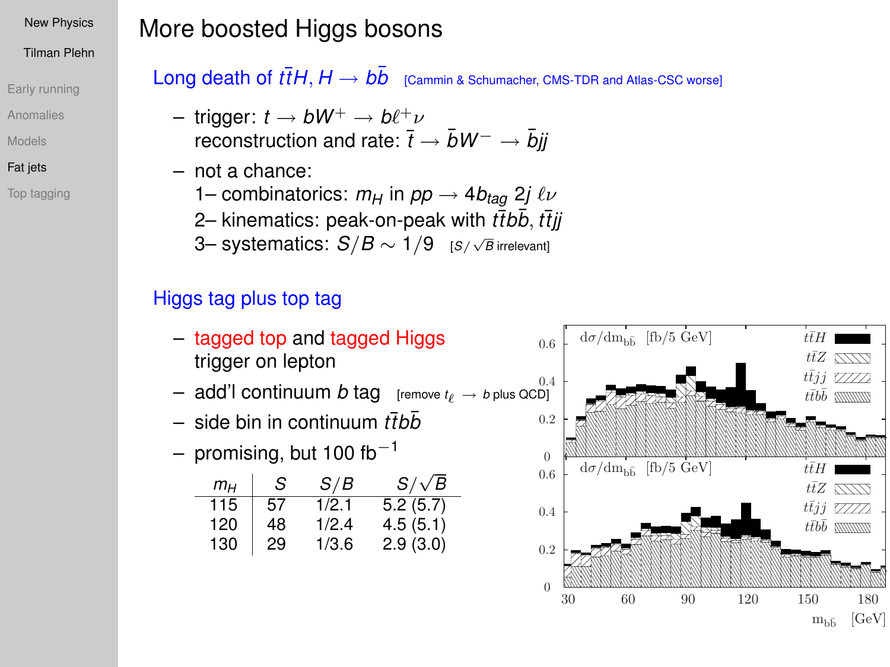# More boosted Higgs bosons

## Long death of $t\bar{t}H, H \to b\bar{b}$ [Cammin & Schumacher, CMS-TDR and Atlas-CSC worse]

- trigger: $t \to bW^+ \to b\ell^+\nu$
  reconstruction and rate: $\bar{t} \to \bar{b}W^- \to \bar{b}jj$
- not a chance:
  1– combinatorics: $m_H$ in $pp \to 4b_{tag}\ 2j\ \ell\nu$
  2– kinematics: peak-on-peak with $t\bar{t}b\bar{b}$, $t\bar{t}jj$
  3– systematics: $S/B \sim 1/9$ [$S/\sqrt{B}$ irrelevant]

## Higgs tag plus top tag

- tagged top and tagged Higgs
  trigger on lepton
- add'l continuum $b$ tag [remove $t_\ell \to b$ plus QCD]
- side bin in continuum $t\bar{t}b\bar{b}$
- promising, but 100 fb$^{-1}$

| $m_H$ | $S$ | $S/B$ | $S/\sqrt{B}$ |
|---|---|---|---|
| 115 | 57 | 1/2.1 | 5.2 (5.7) |
| 120 | 48 | 1/2.4 | 4.5 (5.1) |
| 130 | 29 | 1/3.6 | 2.9 (3.0) |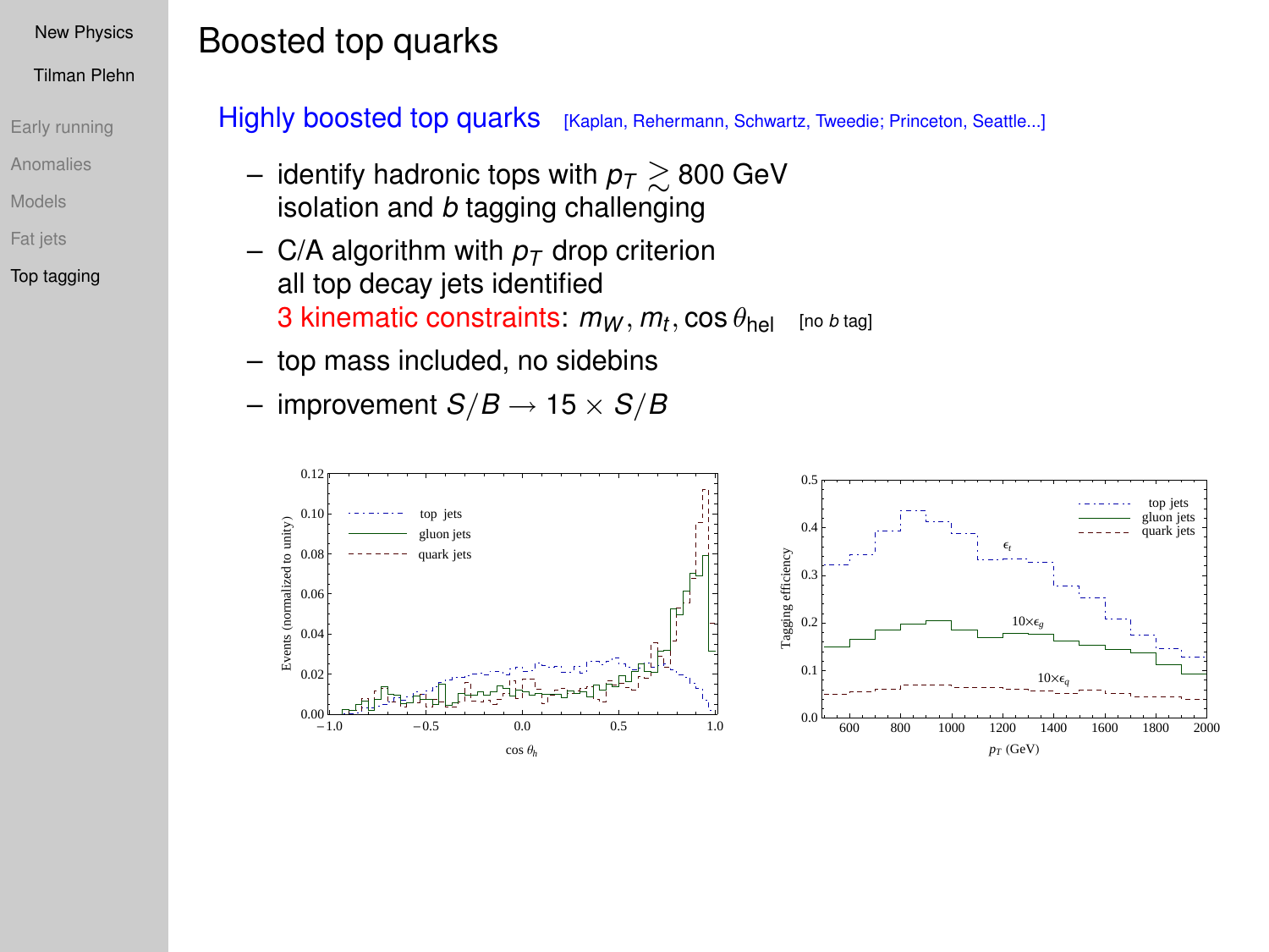# Boosted top quarks

## Highly boosted top quarks [Kaplan, Rehermann, Schwartz, Tweedie; Princeton, Seattle...]

- identify hadronic tops with $p_T \gtrsim 800$ GeV
  isolation and $b$ tagging challenging
- C/A algorithm with $p_T$ drop criterion
  all top decay jets identified
  3 kinematic constraints: $m_W, m_t, \cos\theta_{\text{hel}}$ [no $b$ tag]
- top mass included, no sidebins
- improvement $S/B \to 15 \times S/B$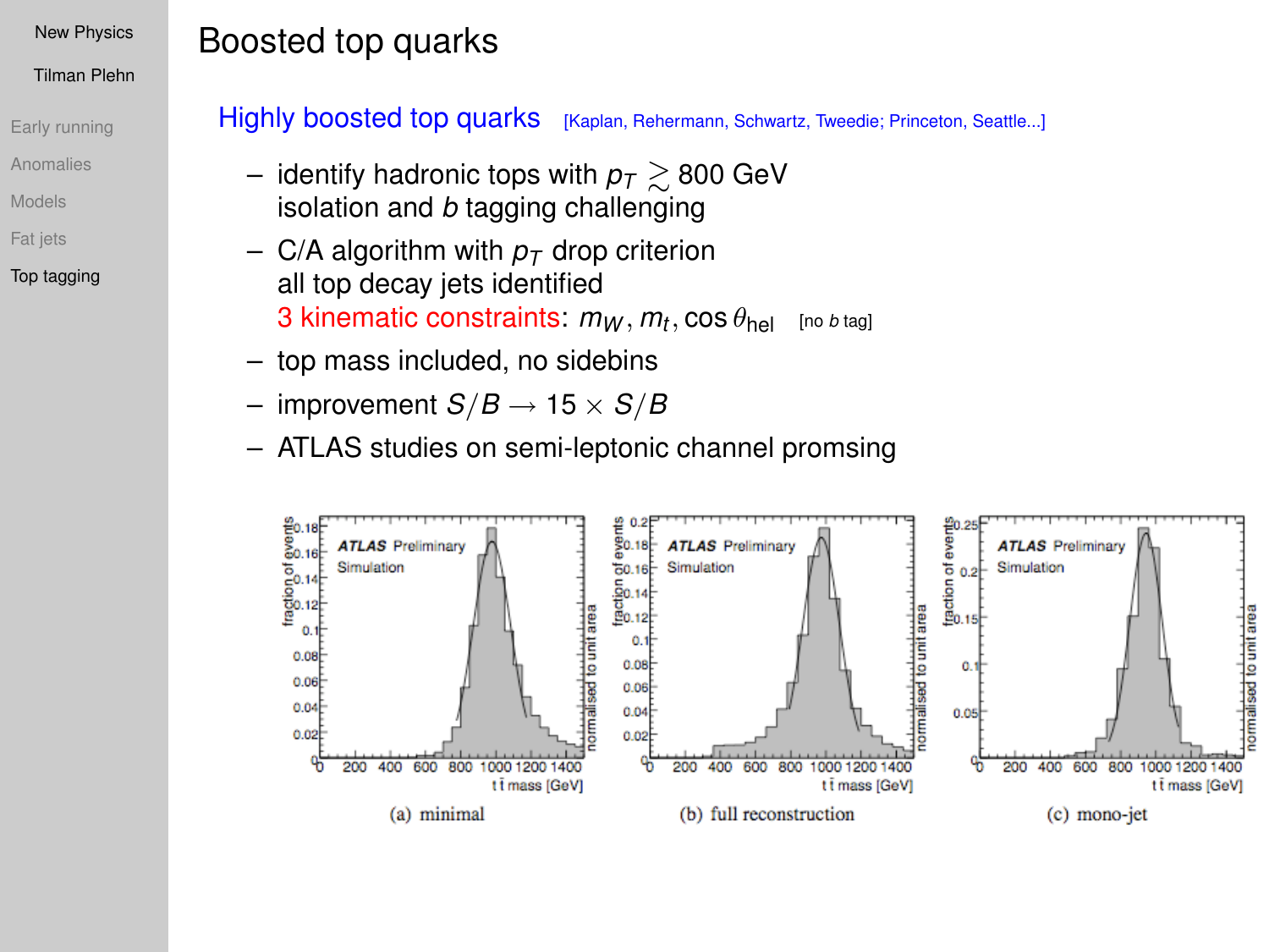# Boosted top quarks

## Highly boosted top quarks [Kaplan, Rehermann, Schwartz, Tweedie; Princeton, Seattle...]

- identify hadronic tops with $p_T \gtrsim 800$ GeV
  isolation and $b$ tagging challenging
- C/A algorithm with $p_T$ drop criterion
  all top decay jets identified
  3 kinematic constraints: $m_W, m_t, \cos\theta_{\text{hel}}$ [no $b$ tag]
- top mass included, no sidebins
- improvement $S/B \to 15 \times S/B$
- ATLAS studies on semi-leptonic channel promsing

(a) minimal

(b) full reconstruction

(c) mono-jet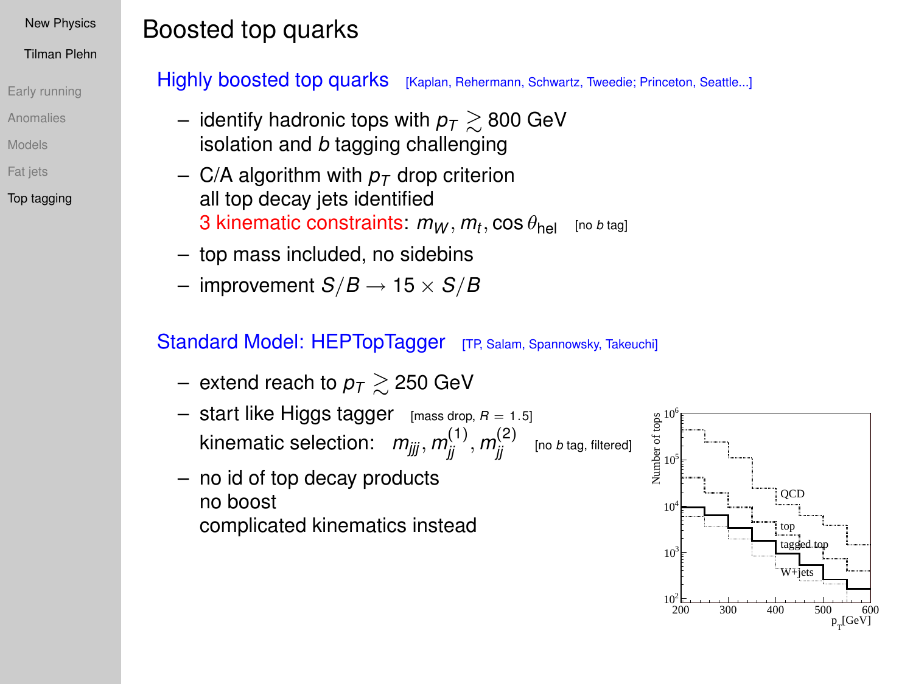# Boosted top quarks

## Highly boosted top quarks [Kaplan, Rehermann, Schwartz, Tweedie; Princeton, Seattle...]

- identify hadronic tops with $p_T \gtrsim 800$ GeV
  isolation and $b$ tagging challenging
- C/A algorithm with $p_T$ drop criterion
  all top decay jets identified
  3 kinematic constraints: $m_W, m_t, \cos\theta_{\text{hel}}$ [no $b$ tag]
- top mass included, no sidebins
- improvement $S/B \to 15 \times S/B$

## Standard Model: HEPTopTagger [TP, Salam, Spannowsky, Takeuchi]

- extend reach to $p_T \gtrsim 250$ GeV
- start like Higgs tagger [mass drop, $R = 1.5$]
  kinematic selection: $m_{jjj}, m_{jj}^{(1)}, m_{jj}^{(2)}$ [no $b$ tag, filtered]
- no id of top decay products
  no boost
  complicated kinematics instead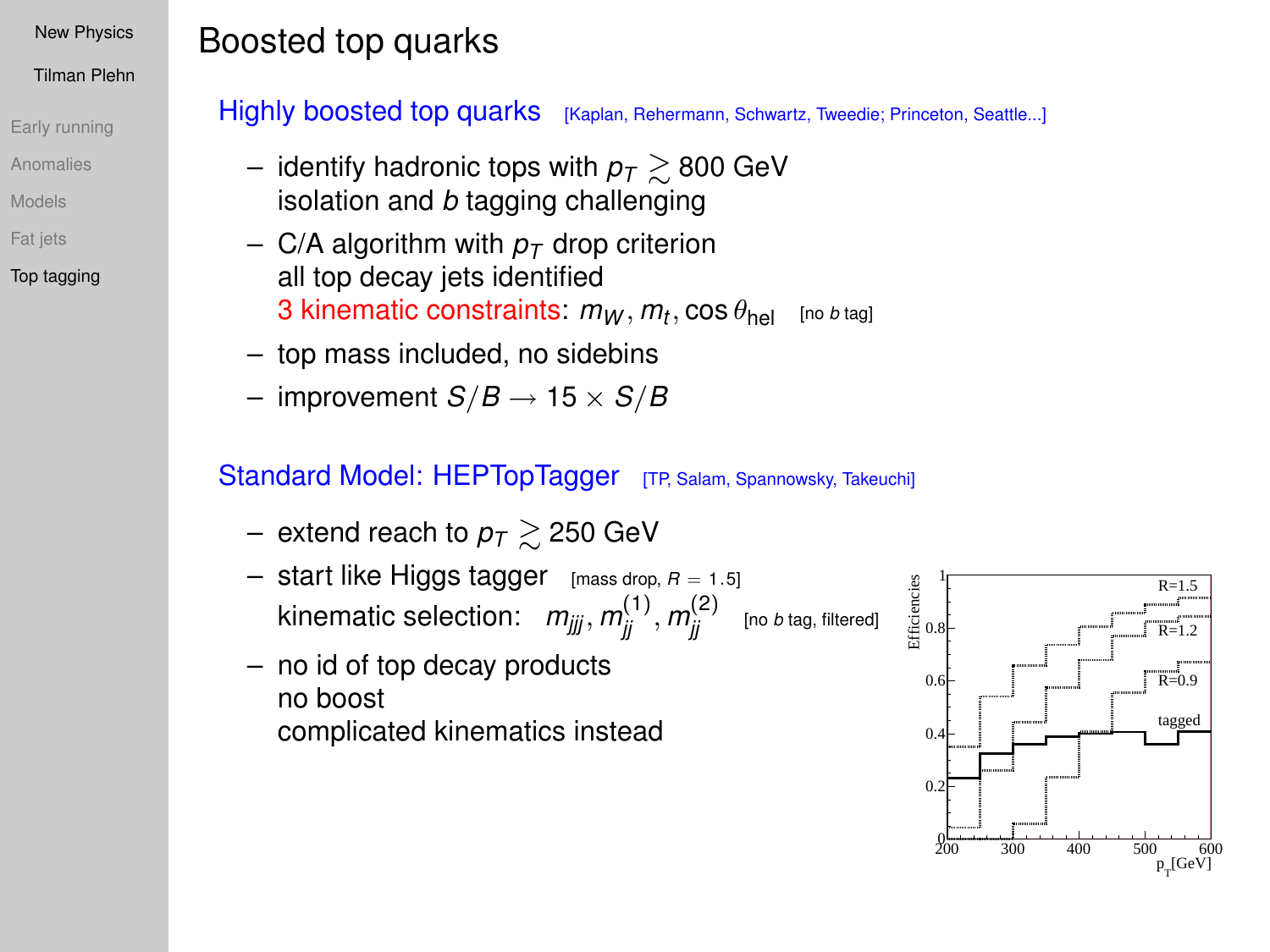# Boosted top quarks

## Highly boosted top quarks [Kaplan, Rehermann, Schwartz, Tweedie; Princeton, Seattle...]

- identify hadronic tops with $p_T \gtrsim 800$ GeV
  isolation and $b$ tagging challenging
- C/A algorithm with $p_T$ drop criterion
  all top decay jets identified
  3 kinematic constraints: $m_W, m_t, \cos\theta_{\text{hel}}$ [no $b$ tag]
- top mass included, no sidebins
- improvement $S/B \to 15 \times S/B$

## Standard Model: HEPTopTagger [TP, Salam, Spannowsky, Takeuchi]

- extend reach to $p_T \gtrsim 250$ GeV
- start like Higgs tagger [mass drop, $R = 1.5$]
  kinematic selection: $m_{jjj}, m_{jj}^{(1)}, m_{jj}^{(2)}$ [no $b$ tag, filtered]
- no id of top decay products
  no boost
  complicated kinematics instead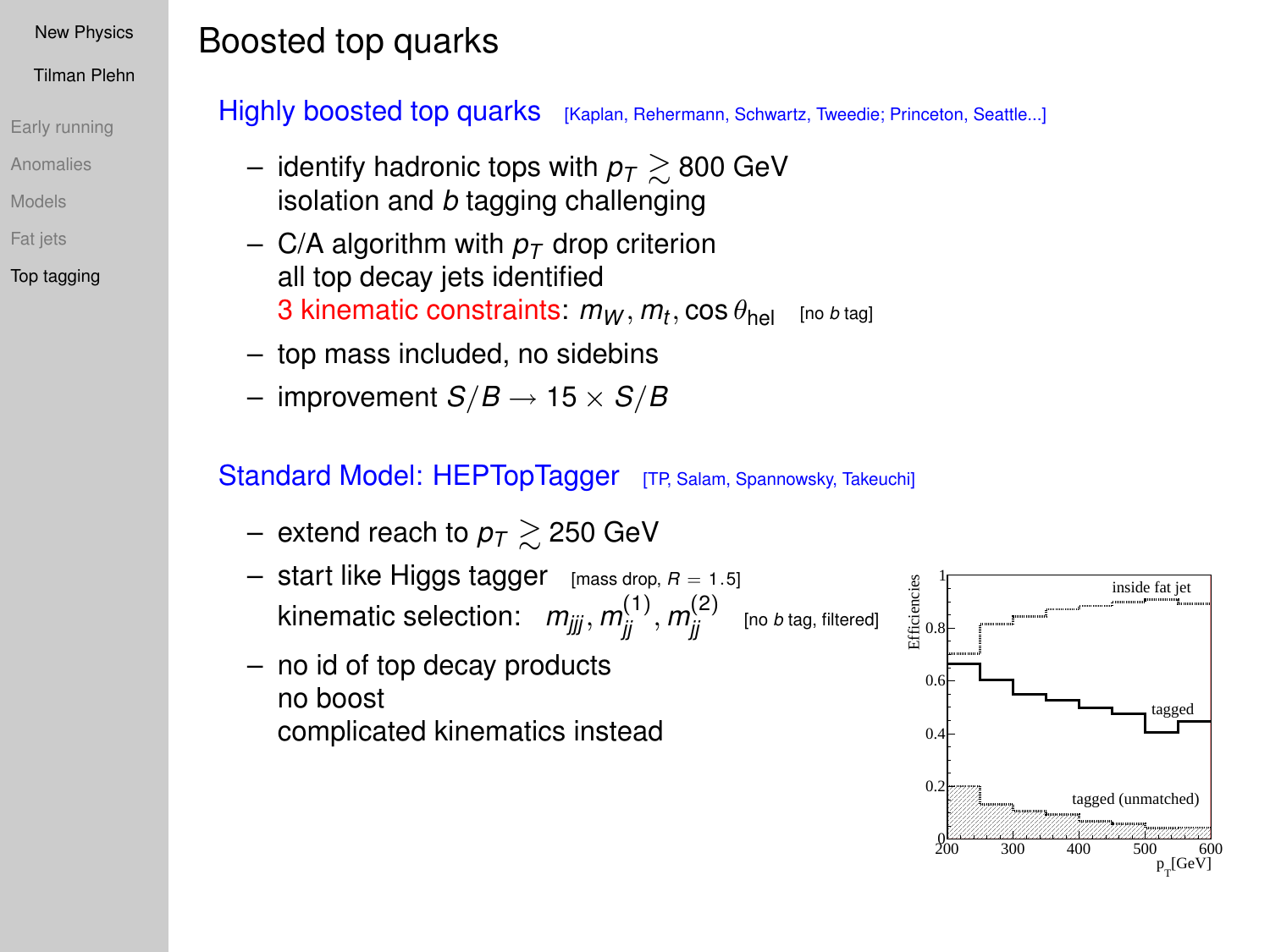# Boosted top quarks

## Highly boosted top quarks [Kaplan, Rehermann, Schwartz, Tweedie; Princeton, Seattle...]

- identify hadronic tops with $p_T \gtrsim 800$ GeV
  isolation and $b$ tagging challenging
- C/A algorithm with $p_T$ drop criterion
  all top decay jets identified
  3 kinematic constraints: $m_W, m_t, \cos\theta_{\text{hel}}$ [no $b$ tag]
- top mass included, no sidebins
- improvement $S/B \to 15 \times S/B$

## Standard Model: HEPTopTagger [TP, Salam, Spannowsky, Takeuchi]

- extend reach to $p_T \gtrsim 250$ GeV
- start like Higgs tagger [mass drop, $R = 1.5$]
  kinematic selection: $m_{jjj}, m_{jj}^{(1)}, m_{jj}^{(2)}$ [no $b$ tag, filtered]
- no id of top decay products
  no boost
  complicated kinematics instead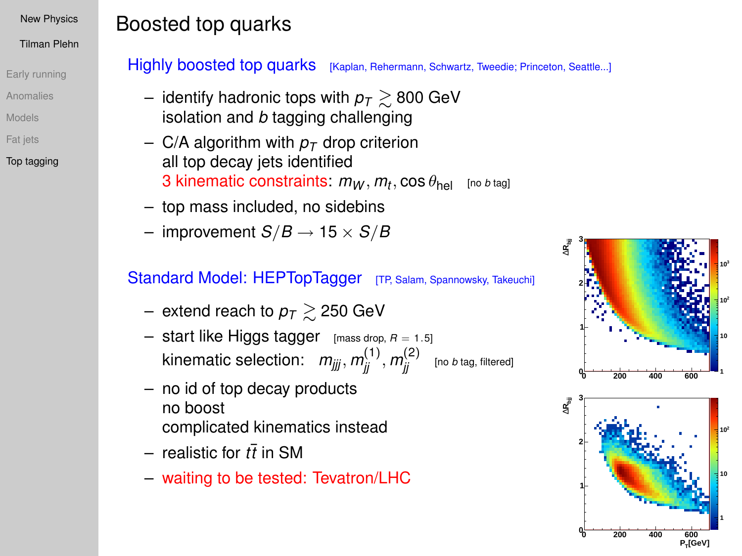# Boosted top quarks

## Highly boosted top quarks [Kaplan, Rehermann, Schwartz, Tweedie; Princeton, Seattle...]

- identify hadronic tops with $p_T \gtrsim 800$ GeV
  isolation and $b$ tagging challenging
- C/A algorithm with $p_T$ drop criterion
  all top decay jets identified
  3 kinematic constraints: $m_W, m_t, \cos\theta_{\text{hel}}$ [no $b$ tag]
- top mass included, no sidebins
- improvement $S/B \to 15 \times S/B$

## Standard Model: HEPTopTagger [TP, Salam, Spannowsky, Takeuchi]

- extend reach to $p_T \gtrsim 250$ GeV
- start like Higgs tagger [mass drop, $R = 1.5$]
  kinematic selection: $m_{jjj}, m_{jj}^{(1)}, m_{jj}^{(2)}$ [no $b$ tag, filtered]
- no id of top decay products
  no boost
  complicated kinematics instead
- realistic for $t\bar{t}$ in SM
- waiting to be tested: Tevatron/LHC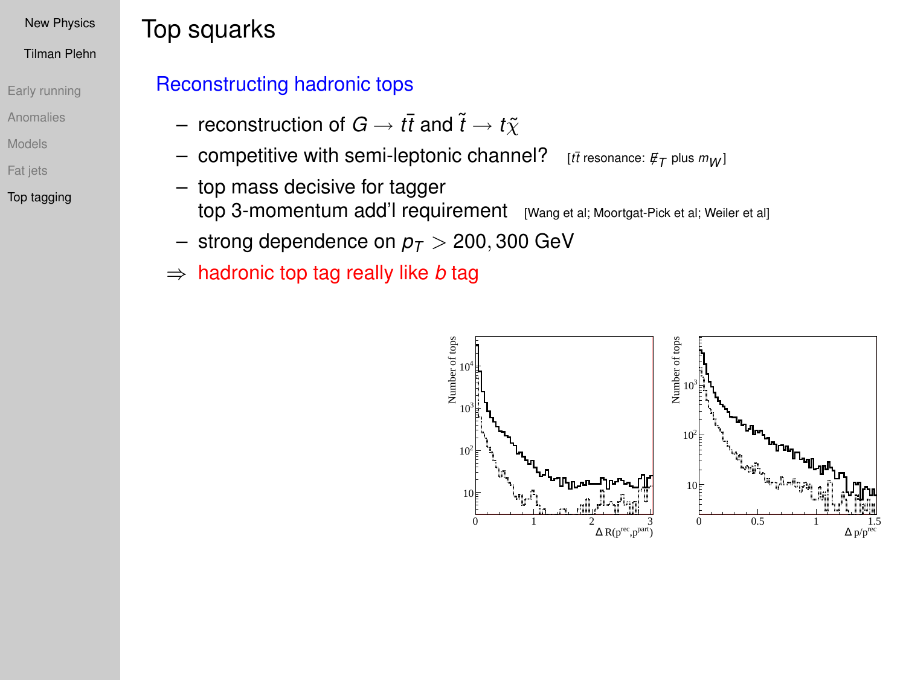# Top squarks

## Reconstructing hadronic tops

– reconstruction of $G \to t\bar{t}$ and $\tilde{t} \to t\tilde{\chi}$

– competitive with semi-leptonic channel? [$t\bar{t}$ resonance: $\not{E}_T$ plus $m_W$]

– top mass decisive for tagger
  top 3-momentum add'l requirement [Wang et al; Moortgat-Pick et al; Weiler et al]

– strong dependence on $p_T > 200, 300$ GeV

$\Rightarrow$ hadronic top tag really like $b$ tag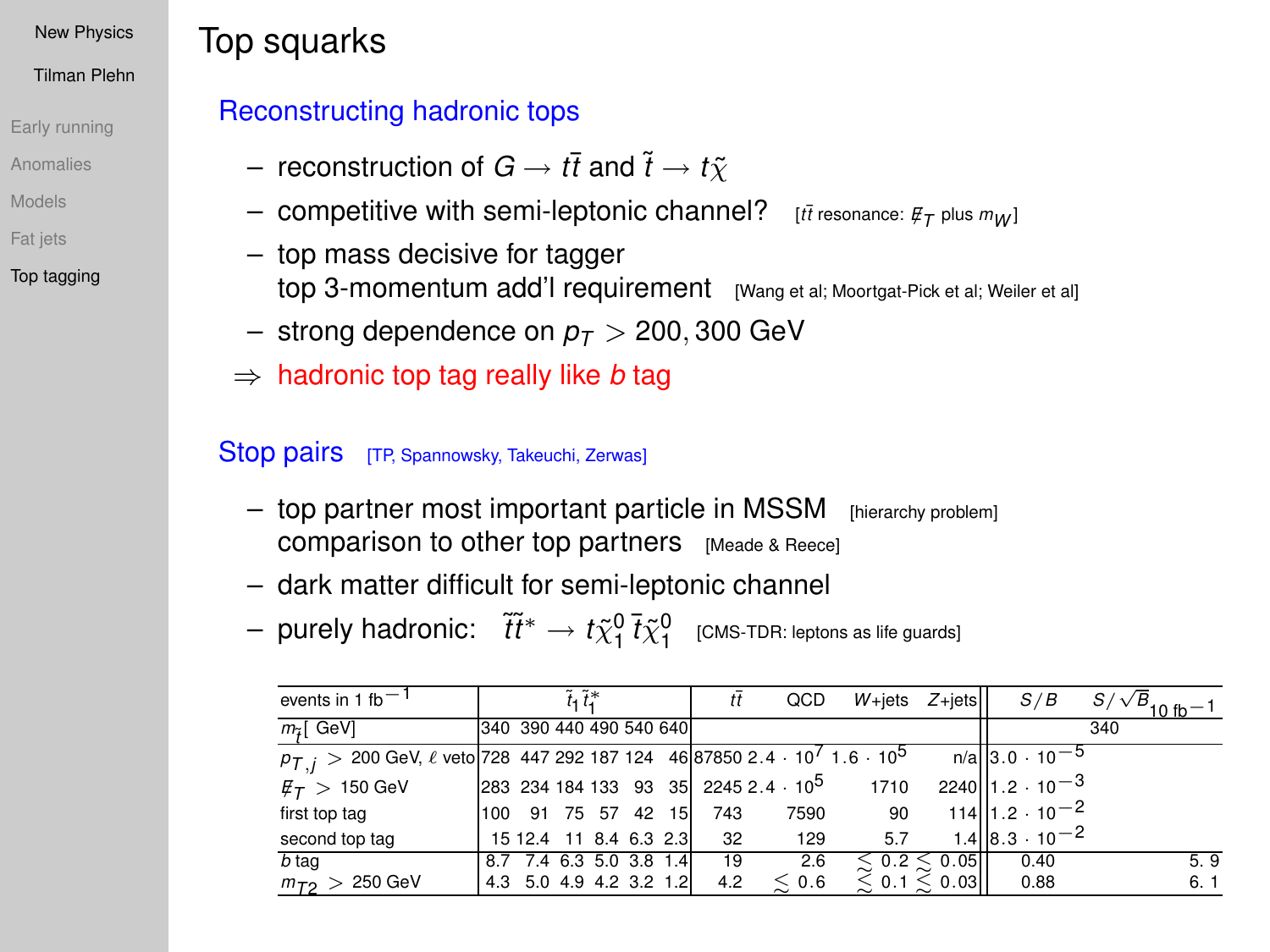# Top squarks

## Reconstructing hadronic tops

- reconstruction of $G \to t\bar{t}$ and $\tilde{t} \to t\tilde{\chi}$
- competitive with semi-leptonic channel? [$t\bar{t}$ resonance: $\not{E}_T$ plus $m_W$]
- top mass decisive for tagger
  top 3-momentum add'l requirement [Wang et al; Moortgat-Pick et al; Weiler et al]
- strong dependence on $p_T > 200, 300$ GeV

$\Rightarrow$ hadronic top tag really like $b$ tag

## Stop pairs [TP, Spannowsky, Takeuchi, Zerwas]

- top partner most important particle in MSSM [hierarchy problem]
  comparison to other top partners [Meade & Reece]
- dark matter difficult for semi-leptonic channel
- purely hadronic: $\tilde{t}\tilde{t}^* \to t\tilde{\chi}_1^0\, \bar{t}\tilde{\chi}_1^0$ [CMS-TDR: leptons as life guards]

| events in 1 fb$^{-1}$ | $\tilde{t}_1\tilde{t}_1^*$ | | | | | | $t\bar{t}$ | QCD | $W$+jets | $Z$+jets | $S/B$ | $S/\sqrt{B}_{10\,\text{fb}^{-1}}$ |
|---|---|---|---|---|---|---|---|---|---|---|---|---|
| $m_{\tilde{t}}$ [ GeV] | 340 | 390 | 440 | 490 | 540 | 640 | | | | | 340 | |
| $p_{T,j} > 200$ GeV, $\ell$ veto | 728 | 447 | 292 | 187 | 124 | 46 | 87850 | $2.4 \cdot 10^7$ | $1.6 \cdot 10^5$ | n/a | $3.0 \cdot 10^{-5}$ | |
| $\not{E}_T > 150$ GeV | 283 | 234 | 184 | 133 | 93 | 35 | 2245 | $2.4 \cdot 10^5$ | 1710 | 2240 | $1.2 \cdot 10^{-3}$ | |
| first top tag | 100 | 91 | 75 | 57 | 42 | 15 | 743 | 7590 | 90 | 114 | $1.2 \cdot 10^{-2}$ | |
| second top tag | 15 | 12.4 | 11 | 8.4 | 6.3 | 2.3 | 32 | 129 | 5.7 | 1.4 | $8.3 \cdot 10^{-2}$ | |
| $b$ tag | 8.7 | 7.4 | 6.3 | 5.0 | 3.8 | 1.4 | 19 | 2.6 | $\lesssim 0.2$ | $\lesssim 0.05$ | 0.40 | 5.9 |
| $m_{T2} > 250$ GeV | 4.3 | 5.0 | 4.9 | 4.2 | 3.2 | 1.2 | 4.2 | $\lesssim 0.6$ | $\lesssim 0.1$ | $\lesssim 0.03$ | 0.88 | 6.1 |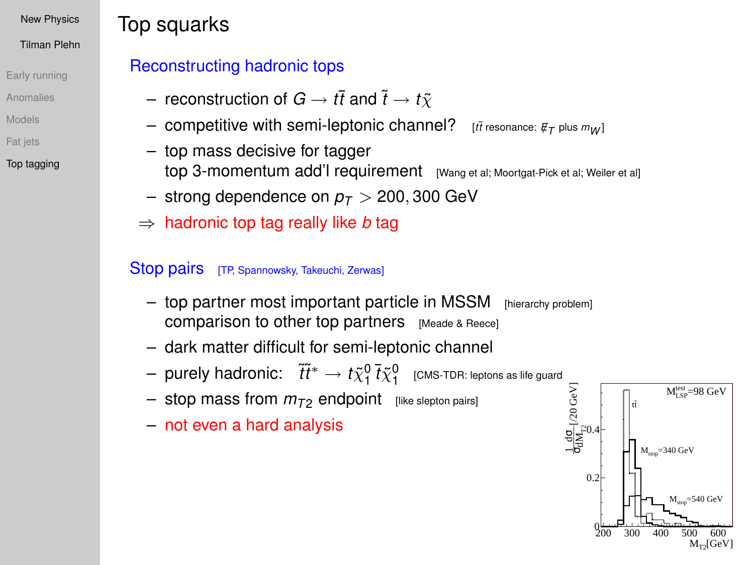# Top squarks

## Reconstructing hadronic tops

- reconstruction of $G \to t\bar{t}$ and $\tilde{t} \to t\tilde{\chi}$
- competitive with semi-leptonic channel? [$t\bar{t}$ resonance: $\not{E}_T$ plus $m_W$]
- top mass decisive for tagger
  top 3-momentum add'l requirement [Wang et al; Moortgat-Pick et al; Weiler et al]
- strong dependence on $p_T > 200, 300$ GeV

$\Rightarrow$ hadronic top tag really like $b$ tag

## Stop pairs [TP, Spannowsky, Takeuchi, Zerwas]

- top partner most important particle in MSSM [hierarchy problem]
  comparison to other top partners [Meade & Reece]
- dark matter difficult for semi-leptonic channel
- purely hadronic: $\tilde{t}\tilde{t}^* \to t\tilde{\chi}_1^0 \, \bar{t}\tilde{\chi}_1^0$ [CMS-TDR: leptons as life guard]
- stop mass from $m_{T2}$ endpoint [like slepton pairs]
- not even a hard analysis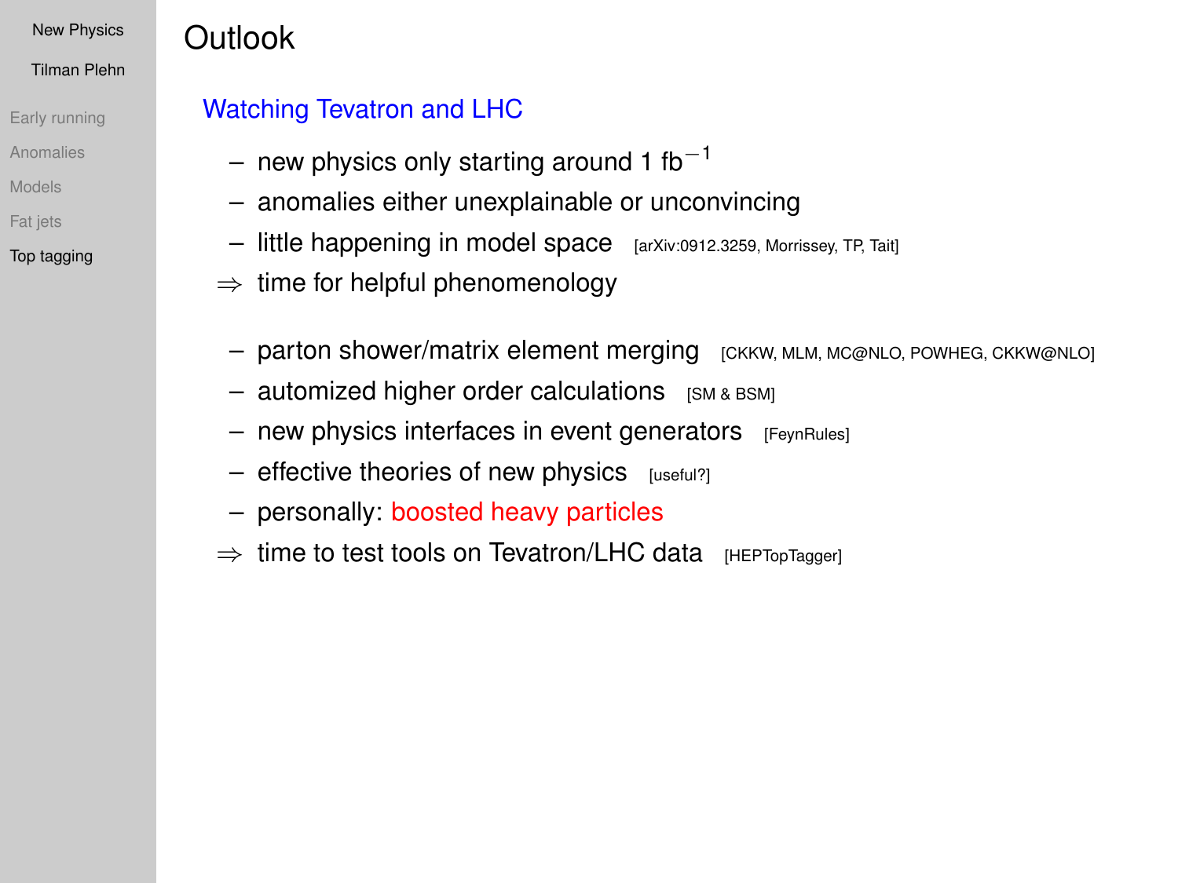# Outlook

## Watching Tevatron and LHC

- new physics only starting around 1 $fb^{-1}$
- anomalies either unexplainable or unconvincing
- little happening in model space [arXiv:0912.3259, Morrissey, TP, Tait]

$\Rightarrow$ time for helpful phenomenology

- parton shower/matrix element merging [CKKW, MLM, MC@NLO, POWHEG, CKKW@NLO]
- automized higher order calculations [SM & BSM]
- new physics interfaces in event generators [FeynRules]
- effective theories of new physics [useful?]
- personally: boosted heavy particles

$\Rightarrow$ time to test tools on Tevatron/LHC data [HEPTopTagger]